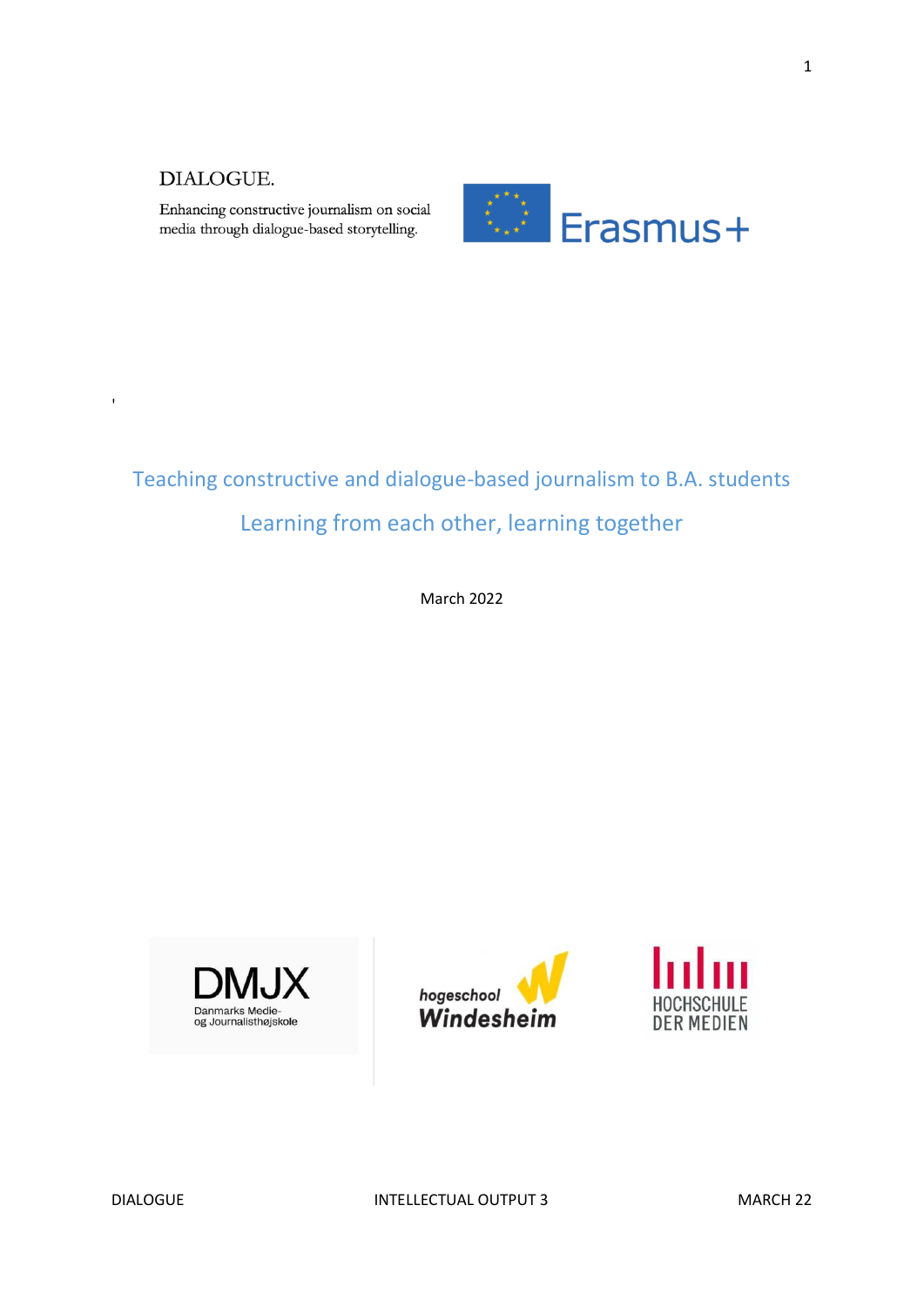DIALOGUE.

Enhancing constructive journalism on social media through dialogue-based storytelling.

Erasmus+

# Teaching constructive and dialogue-based journalism to B.A. students

## Learning from each other, learning together

March 2022

DMJX Danmarks Medie- og Journalisthøjskole

hogeschool Windesheim

HOCHSCHULE DER MEDIEN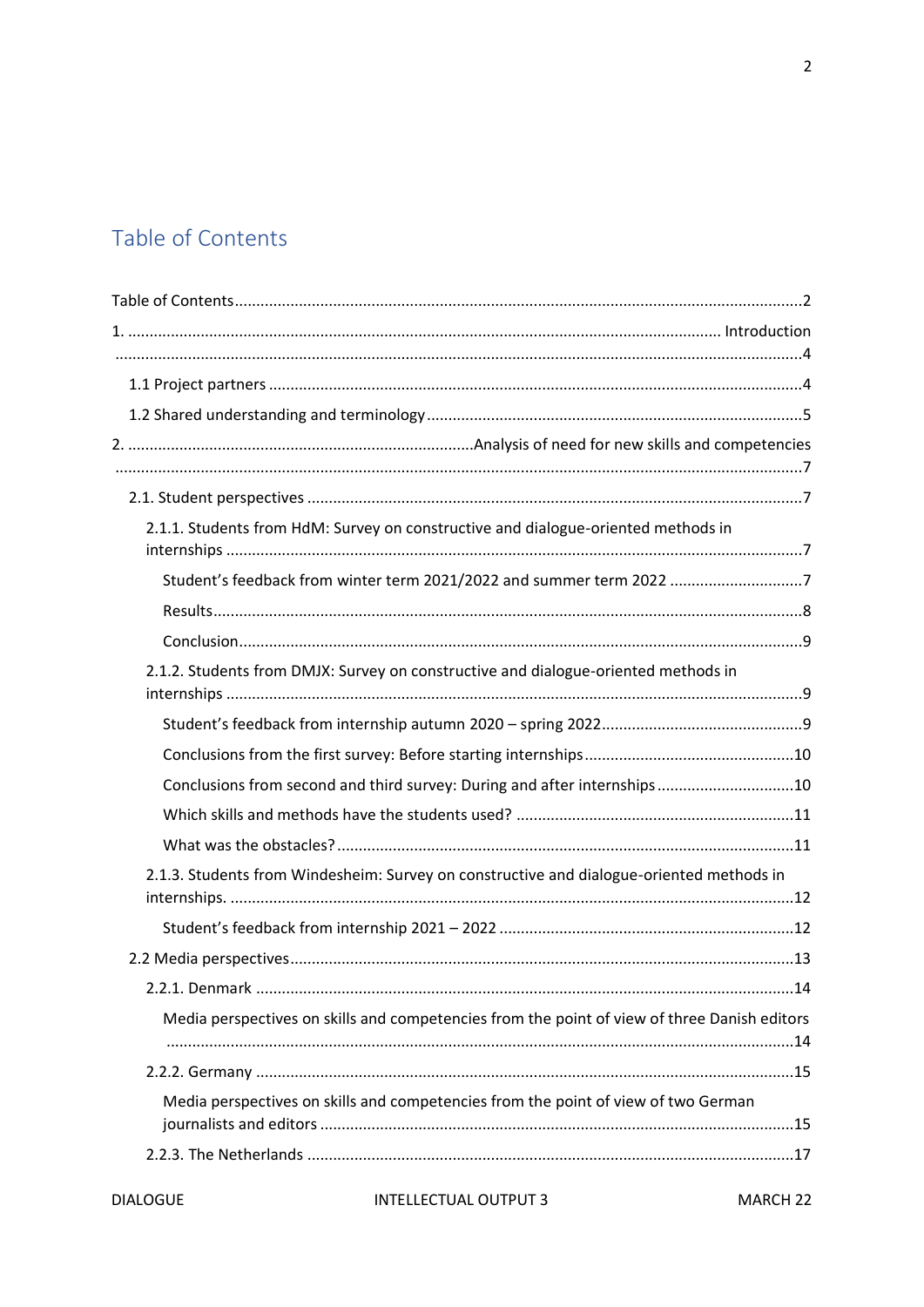# Table of Contents

Table of Contents ........................................................ 2

1. Introduction ........................................................ 4

   1.1 Project partners ........................................................ 4

   1.2 Shared understanding and terminology ........................................................ 5

2. Analysis of need for new skills and competencies ........................................................ 7

   2.1. Student perspectives ........................................................ 7

      2.1.1. Students from HdM: Survey on constructive and dialogue-oriented methods in internships ........................................................ 7

         Student's feedback from winter term 2021/2022 and summer term 2022 ........................................................ 7

         Results ........................................................ 8

         Conclusion ........................................................ 9

      2.1.2. Students from DMJX: Survey on constructive and dialogue-oriented methods in internships ........................................................ 9

         Student's feedback from internship autumn 2020 – spring 2022 ........................................................ 9

         Conclusions from the first survey: Before starting internships ........................................................ 10

         Conclusions from second and third survey: During and after internships ........................................................ 10

         Which skills and methods have the students used? ........................................................ 11

         What was the obstacles? ........................................................ 11

      2.1.3. Students from Windesheim: Survey on constructive and dialogue-oriented methods in internships. ........................................................ 12

         Student's feedback from internship 2021 – 2022 ........................................................ 12

   2.2 Media perspectives ........................................................ 13

      2.2.1. Denmark ........................................................ 14

         Media perspectives on skills and competencies from the point of view of three Danish editors ........................................................ 14

      2.2.2. Germany ........................................................ 15

         Media perspectives on skills and competencies from the point of view of two German journalists and editors ........................................................ 15

      2.2.3. The Netherlands ........................................................ 17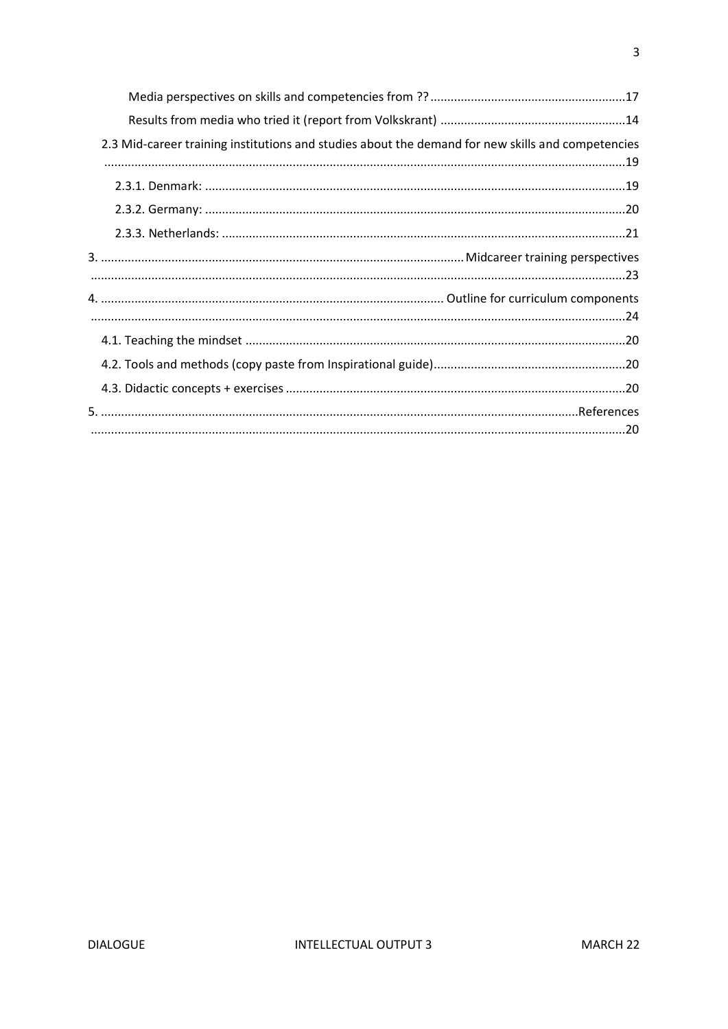Media perspectives on skills and competencies from ?? ....................................................... 17

Results from media who tried it (report from Volkskrant) ....................................................... 14

2.3 Mid-career training institutions and studies about the demand for new skills and competencies ....................................................................................................................................... 19

2.3.1. Denmark: ....................................................................................................................... 19

2.3.2. Germany: ....................................................................................................................... 20

2.3.3. Netherlands: .................................................................................................................. 21

3. .......................................................................................................... Midcareer training perspectives ....................................................................................................................................... 23

4. ..................................................................................................... Outline for curriculum components ....................................................................................................................................... 24

4.1. Teaching the mindset ..................................................................................................... 20

4.2. Tools and methods (copy paste from Inspirational guide) ................................................ 20

4.3. Didactic concepts + exercises .......................................................................................... 20

5. .......................................................................................................................................... References ....................................................................................................................................... 20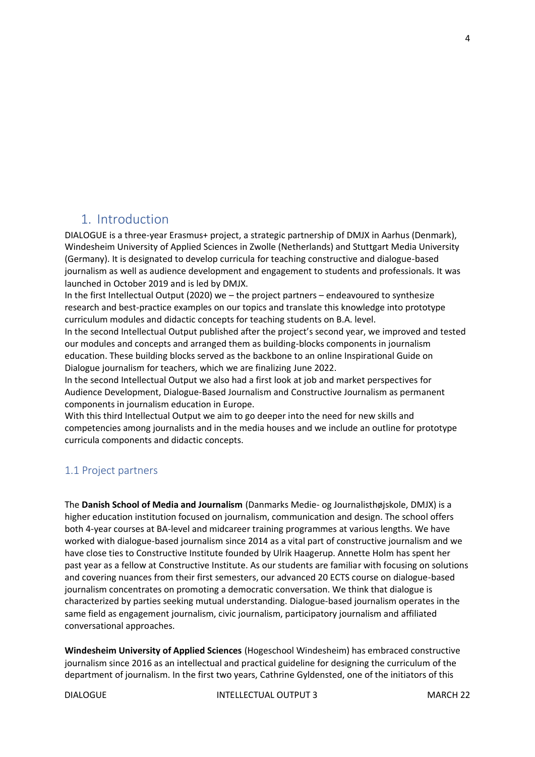# 1. Introduction

DIALOGUE is a three-year Erasmus+ project, a strategic partnership of DMJX in Aarhus (Denmark), Windesheim University of Applied Sciences in Zwolle (Netherlands) and Stuttgart Media University (Germany). It is designated to develop curricula for teaching constructive and dialogue-based journalism as well as audience development and engagement to students and professionals. It was launched in October 2019 and is led by DMJX.

In the first Intellectual Output (2020) we – the project partners – endeavoured to synthesize research and best-practice examples on our topics and translate this knowledge into prototype curriculum modules and didactic concepts for teaching students on B.A. level.

In the second Intellectual Output published after the project's second year, we improved and tested our modules and concepts and arranged them as building-blocks components in journalism education. These building blocks served as the backbone to an online Inspirational Guide on Dialogue journalism for teachers, which we are finalizing June 2022.

In the second Intellectual Output we also had a first look at job and market perspectives for Audience Development, Dialogue-Based Journalism and Constructive Journalism as permanent components in journalism education in Europe.

With this third Intellectual Output we aim to go deeper into the need for new skills and competencies among journalists and in the media houses and we include an outline for prototype curricula components and didactic concepts.

## 1.1 Project partners

The **Danish School of Media and Journalism** (Danmarks Medie- og Journalisthøjskole, DMJX) is a higher education institution focused on journalism, communication and design. The school offers both 4-year courses at BA-level and midcareer training programmes at various lengths. We have worked with dialogue-based journalism since 2014 as a vital part of constructive journalism and we have close ties to Constructive Institute founded by Ulrik Haagerup. Annette Holm has spent her past year as a fellow at Constructive Institute. As our students are familiar with focusing on solutions and covering nuances from their first semesters, our advanced 20 ECTS course on dialogue-based journalism concentrates on promoting a democratic conversation. We think that dialogue is characterized by parties seeking mutual understanding. Dialogue-based journalism operates in the same field as engagement journalism, civic journalism, participatory journalism and affiliated conversational approaches.

**Windesheim University of Applied Sciences** (Hogeschool Windesheim) has embraced constructive journalism since 2016 as an intellectual and practical guideline for designing the curriculum of the department of journalism. In the first two years, Cathrine Gyldensted, one of the initiators of this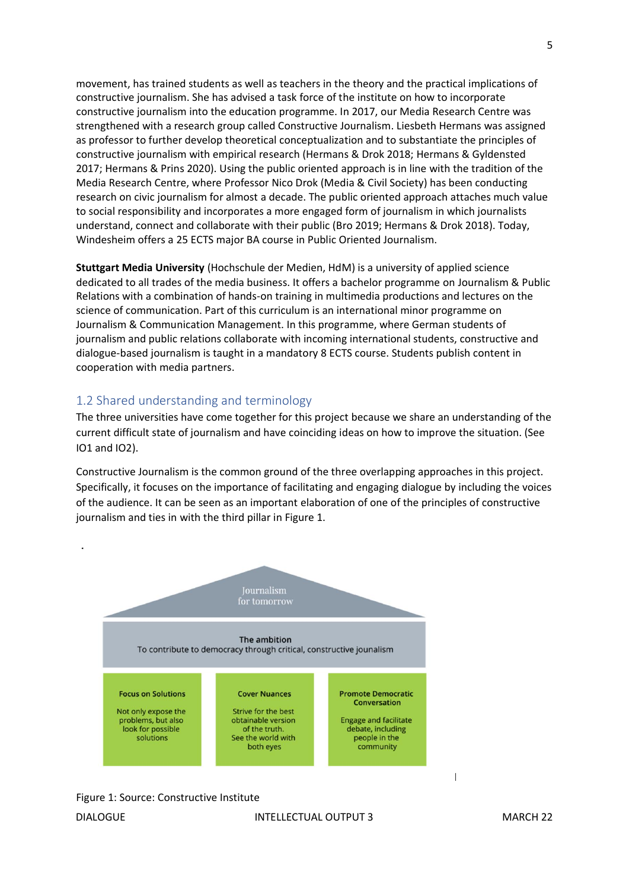movement, has trained students as well as teachers in the theory and the practical implications of constructive journalism. She has advised a task force of the institute on how to incorporate constructive journalism into the education programme. In 2017, our Media Research Centre was strengthened with a research group called Constructive Journalism. Liesbeth Hermans was assigned as professor to further develop theoretical conceptualization and to substantiate the principles of constructive journalism with empirical research (Hermans & Drok 2018; Hermans & Gyldensted 2017; Hermans & Prins 2020). Using the public oriented approach is in line with the tradition of the Media Research Centre, where Professor Nico Drok (Media & Civil Society) has been conducting research on civic journalism for almost a decade. The public oriented approach attaches much value to social responsibility and incorporates a more engaged form of journalism in which journalists understand, connect and collaborate with their public (Bro 2019; Hermans & Drok 2018). Today, Windesheim offers a 25 ECTS major BA course in Public Oriented Journalism.

**Stuttgart Media University** (Hochschule der Medien, HdM) is a university of applied science dedicated to all trades of the media business. It offers a bachelor programme on Journalism & Public Relations with a combination of hands-on training in multimedia productions and lectures on the science of communication. Part of this curriculum is an international minor programme on Journalism & Communication Management. In this programme, where German students of journalism and public relations collaborate with incoming international students, constructive and dialogue-based journalism is taught in a mandatory 8 ECTS course. Students publish content in cooperation with media partners.

## 1.2 Shared understanding and terminology

The three universities have come together for this project because we share an understanding of the current difficult state of journalism and have coinciding ideas on how to improve the situation. (See IO1 and IO2).

Constructive Journalism is the common ground of the three overlapping approaches in this project. Specifically, it focuses on the importance of facilitating and engaging dialogue by including the voices of the audience. It can be seen as an important elaboration of one of the principles of constructive journalism and ties in with the third pillar in Figure 1.

Journalism for tomorrow

**The ambition**
To contribute to democracy through critical, constructive jounalism

| **Focus on Solutions** | **Cover Nuances** | **Promote Democratic Conversation** |
| --- | --- | --- |
| Not only expose the problems, but also look for possible solutions | Strive for the best obtainable version of the truth. See the world with both eyes | Engage and facilitate debate, including people in the community |

Figure 1: Source: Constructive Institute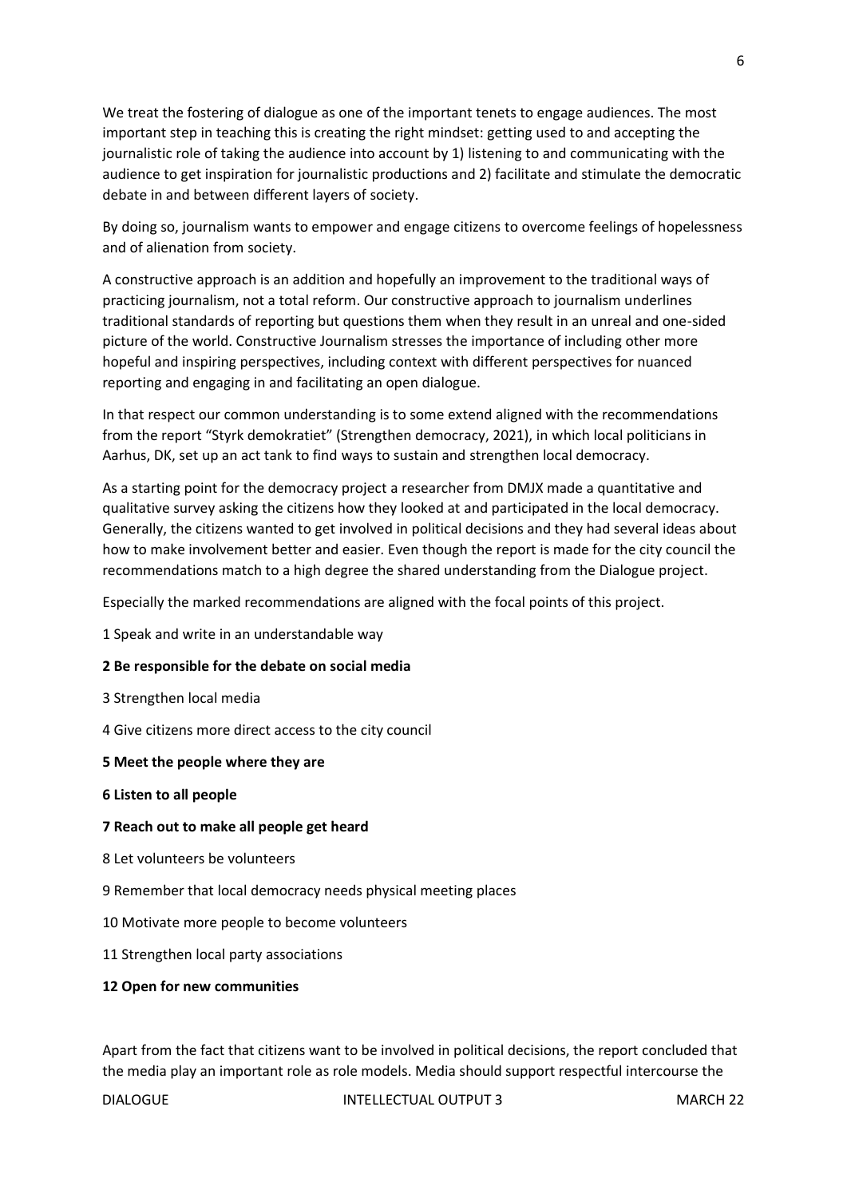We treat the fostering of dialogue as one of the important tenets to engage audiences. The most important step in teaching this is creating the right mindset: getting used to and accepting the journalistic role of taking the audience into account by 1) listening to and communicating with the audience to get inspiration for journalistic productions and 2) facilitate and stimulate the democratic debate in and between different layers of society.

By doing so, journalism wants to empower and engage citizens to overcome feelings of hopelessness and of alienation from society.

A constructive approach is an addition and hopefully an improvement to the traditional ways of practicing journalism, not a total reform. Our constructive approach to journalism underlines traditional standards of reporting but questions them when they result in an unreal and one-sided picture of the world. Constructive Journalism stresses the importance of including other more hopeful and inspiring perspectives, including context with different perspectives for nuanced reporting and engaging in and facilitating an open dialogue.

In that respect our common understanding is to some extend aligned with the recommendations from the report "Styrk demokratiet" (Strengthen democracy, 2021), in which local politicians in Aarhus, DK, set up an act tank to find ways to sustain and strengthen local democracy.

As a starting point for the democracy project a researcher from DMJX made a quantitative and qualitative survey asking the citizens how they looked at and participated in the local democracy. Generally, the citizens wanted to get involved in political decisions and they had several ideas about how to make involvement better and easier. Even though the report is made for the city council the recommendations match to a high degree the shared understanding from the Dialogue project.

Especially the marked recommendations are aligned with the focal points of this project.

1 Speak and write in an understandable way

**2 Be responsible for the debate on social media**

3 Strengthen local media

4 Give citizens more direct access to the city council

**5 Meet the people where they are**

**6 Listen to all people**

**7 Reach out to make all people get heard**

8 Let volunteers be volunteers

9 Remember that local democracy needs physical meeting places

10 Motivate more people to become volunteers

11 Strengthen local party associations

**12 Open for new communities**

Apart from the fact that citizens want to be involved in political decisions, the report concluded that the media play an important role as role models. Media should support respectful intercourse the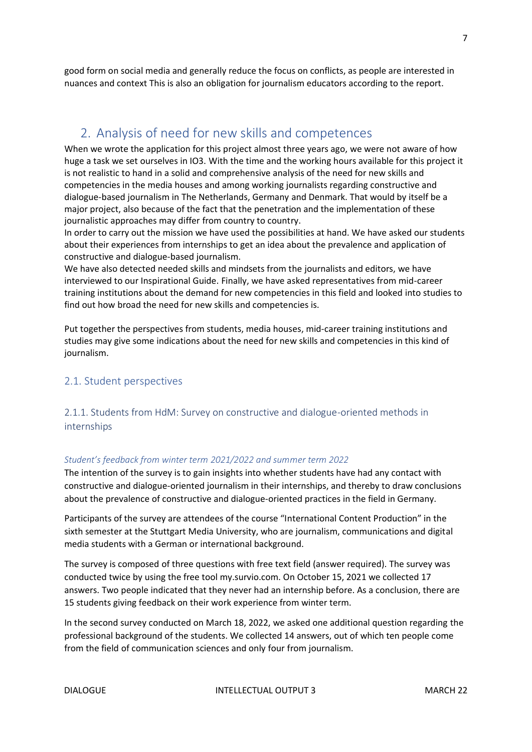good form on social media and generally reduce the focus on conflicts, as people are interested in nuances and context This is also an obligation for journalism educators according to the report.

## 2. Analysis of need for new skills and competences

When we wrote the application for this project almost three years ago, we were not aware of how huge a task we set ourselves in IO3. With the time and the working hours available for this project it is not realistic to hand in a solid and comprehensive analysis of the need for new skills and competencies in the media houses and among working journalists regarding constructive and dialogue-based journalism in The Netherlands, Germany and Denmark. That would by itself be a major project, also because of the fact that the penetration and the implementation of these journalistic approaches may differ from country to country.

In order to carry out the mission we have used the possibilities at hand. We have asked our students about their experiences from internships to get an idea about the prevalence and application of constructive and dialogue-based journalism.

We have also detected needed skills and mindsets from the journalists and editors, we have interviewed to our Inspirational Guide. Finally, we have asked representatives from mid-career training institutions about the demand for new competencies in this field and looked into studies to find out how broad the need for new skills and competencies is.

Put together the perspectives from students, media houses, mid-career training institutions and studies may give some indications about the need for new skills and competencies in this kind of journalism.

### 2.1. Student perspectives

#### 2.1.1. Students from HdM: Survey on constructive and dialogue-oriented methods in internships

*Student's feedback from winter term 2021/2022 and summer term 2022*

The intention of the survey is to gain insights into whether students have had any contact with constructive and dialogue-oriented journalism in their internships, and thereby to draw conclusions about the prevalence of constructive and dialogue-oriented practices in the field in Germany.

Participants of the survey are attendees of the course "International Content Production" in the sixth semester at the Stuttgart Media University, who are journalism, communications and digital media students with a German or international background.

The survey is composed of three questions with free text field (answer required). The survey was conducted twice by using the free tool my.survio.com. On October 15, 2021 we collected 17 answers. Two people indicated that they never had an internship before. As a conclusion, there are 15 students giving feedback on their work experience from winter term.

In the second survey conducted on March 18, 2022, we asked one additional question regarding the professional background of the students. We collected 14 answers, out of which ten people come from the field of communication sciences and only four from journalism.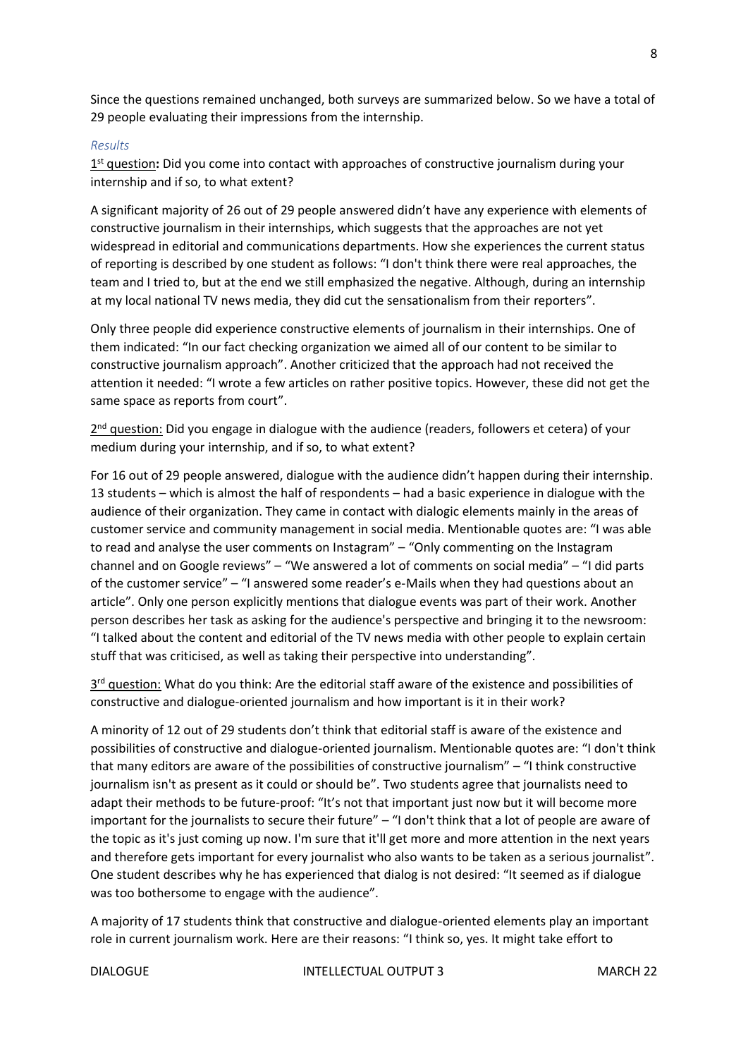Since the questions remained unchanged, both surveys are summarized below. So we have a total of 29 people evaluating their impressions from the internship.

*Results*

1st question**:** Did you come into contact with approaches of constructive journalism during your internship and if so, to what extent?

A significant majority of 26 out of 29 people answered didn't have any experience with elements of constructive journalism in their internships, which suggests that the approaches are not yet widespread in editorial and communications departments. How she experiences the current status of reporting is described by one student as follows: "I don't think there were real approaches, the team and I tried to, but at the end we still emphasized the negative. Although, during an internship at my local national TV news media, they did cut the sensationalism from their reporters".

Only three people did experience constructive elements of journalism in their internships. One of them indicated: "In our fact checking organization we aimed all of our content to be similar to constructive journalism approach". Another criticized that the approach had not received the attention it needed: "I wrote a few articles on rather positive topics. However, these did not get the same space as reports from court".

2nd question: Did you engage in dialogue with the audience (readers, followers et cetera) of your medium during your internship, and if so, to what extent?

For 16 out of 29 people answered, dialogue with the audience didn't happen during their internship. 13 students – which is almost the half of respondents – had a basic experience in dialogue with the audience of their organization. They came in contact with dialogic elements mainly in the areas of customer service and community management in social media. Mentionable quotes are: "I was able to read and analyse the user comments on Instagram" – "Only commenting on the Instagram channel and on Google reviews" – "We answered a lot of comments on social media" – "I did parts of the customer service" – "I answered some reader's e-Mails when they had questions about an article". Only one person explicitly mentions that dialogue events was part of their work. Another person describes her task as asking for the audience's perspective and bringing it to the newsroom: "I talked about the content and editorial of the TV news media with other people to explain certain stuff that was criticised, as well as taking their perspective into understanding".

3rd question: What do you think: Are the editorial staff aware of the existence and possibilities of constructive and dialogue-oriented journalism and how important is it in their work?

A minority of 12 out of 29 students don't think that editorial staff is aware of the existence and possibilities of constructive and dialogue-oriented journalism. Mentionable quotes are: "I don't think that many editors are aware of the possibilities of constructive journalism" – "I think constructive journalism isn't as present as it could or should be". Two students agree that journalists need to adapt their methods to be future-proof: "It's not that important just now but it will become more important for the journalists to secure their future" – "I don't think that a lot of people are aware of the topic as it's just coming up now. I'm sure that it'll get more and more attention in the next years and therefore gets important for every journalist who also wants to be taken as a serious journalist". One student describes why he has experienced that dialog is not desired: "It seemed as if dialogue was too bothersome to engage with the audience".

A majority of 17 students think that constructive and dialogue-oriented elements play an important role in current journalism work. Here are their reasons: "I think so, yes. It might take effort to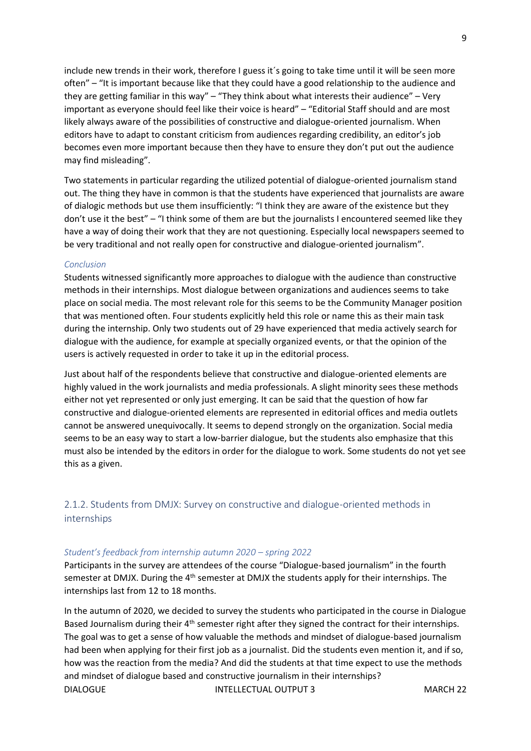include new trends in their work, therefore I guess it´s going to take time until it will be seen more often" – "It is important because like that they could have a good relationship to the audience and they are getting familiar in this way" – "They think about what interests their audience" – Very important as everyone should feel like their voice is heard" – "Editorial Staff should and are most likely always aware of the possibilities of constructive and dialogue-oriented journalism. When editors have to adapt to constant criticism from audiences regarding credibility, an editor's job becomes even more important because then they have to ensure they don't put out the audience may find misleading".

Two statements in particular regarding the utilized potential of dialogue-oriented journalism stand out. The thing they have in common is that the students have experienced that journalists are aware of dialogic methods but use them insufficiently: "I think they are aware of the existence but they don't use it the best" – "I think some of them are but the journalists I encountered seemed like they have a way of doing their work that they are not questioning. Especially local newspapers seemed to be very traditional and not really open for constructive and dialogue-oriented journalism".

*Conclusion*

Students witnessed significantly more approaches to dialogue with the audience than constructive methods in their internships. Most dialogue between organizations and audiences seems to take place on social media. The most relevant role for this seems to be the Community Manager position that was mentioned often. Four students explicitly held this role or name this as their main task during the internship. Only two students out of 29 have experienced that media actively search for dialogue with the audience, for example at specially organized events, or that the opinion of the users is actively requested in order to take it up in the editorial process.

Just about half of the respondents believe that constructive and dialogue-oriented elements are highly valued in the work journalists and media professionals. A slight minority sees these methods either not yet represented or only just emerging. It can be said that the question of how far constructive and dialogue-oriented elements are represented in editorial offices and media outlets cannot be answered unequivocally. It seems to depend strongly on the organization. Social media seems to be an easy way to start a low-barrier dialogue, but the students also emphasize that this must also be intended by the editors in order for the dialogue to work. Some students do not yet see this as a given.

### 2.1.2. Students from DMJX: Survey on constructive and dialogue-oriented methods in internships

*Student's feedback from internship autumn 2020 – spring 2022*

Participants in the survey are attendees of the course "Dialogue-based journalism" in the fourth semester at DMJX. During the 4th semester at DMJX the students apply for their internships. The internships last from 12 to 18 months.

In the autumn of 2020, we decided to survey the students who participated in the course in Dialogue Based Journalism during their 4th semester right after they signed the contract for their internships. The goal was to get a sense of how valuable the methods and mindset of dialogue-based journalism had been when applying for their first job as a journalist. Did the students even mention it, and if so, how was the reaction from the media? And did the students at that time expect to use the methods and mindset of dialogue based and constructive journalism in their internships?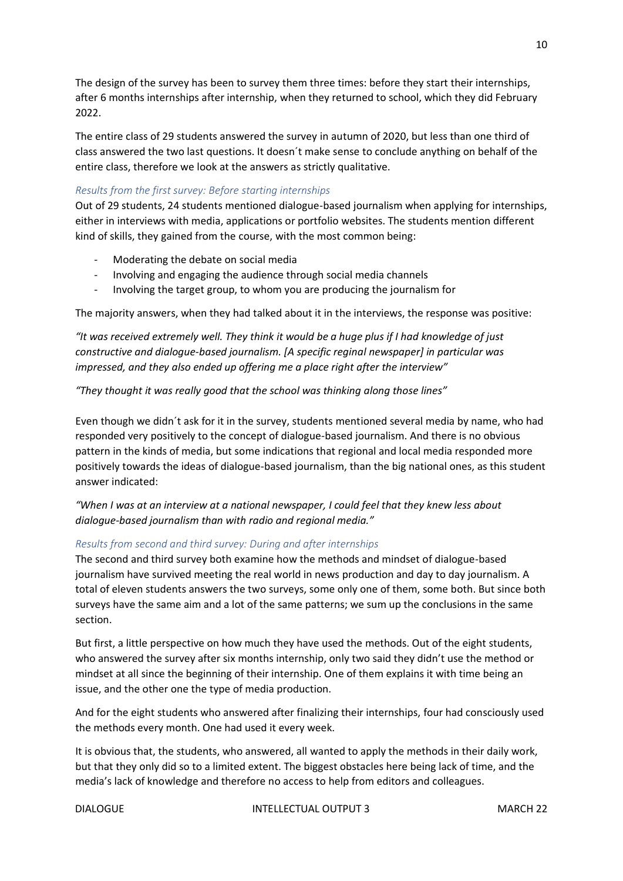The design of the survey has been to survey them three times: before they start their internships, after 6 months internships after internship, when they returned to school, which they did February 2022.

The entire class of 29 students answered the survey in autumn of 2020, but less than one third of class answered the two last questions. It doesn´t make sense to conclude anything on behalf of the entire class, therefore we look at the answers as strictly qualitative.

### *Results from the first survey: Before starting internships*

Out of 29 students, 24 students mentioned dialogue-based journalism when applying for internships, either in interviews with media, applications or portfolio websites. The students mention different kind of skills, they gained from the course, with the most common being:

- Moderating the debate on social media
- Involving and engaging the audience through social media channels
- Involving the target group, to whom you are producing the journalism for

The majority answers, when they had talked about it in the interviews, the response was positive:

*"It was received extremely well. They think it would be a huge plus if I had knowledge of just constructive and dialogue-based journalism. [A specific reginal newspaper] in particular was impressed, and they also ended up offering me a place right after the interview"*

*"They thought it was really good that the school was thinking along those lines"*

Even though we didn´t ask for it in the survey, students mentioned several media by name, who had responded very positively to the concept of dialogue-based journalism. And there is no obvious pattern in the kinds of media, but some indications that regional and local media responded more positively towards the ideas of dialogue-based journalism, than the big national ones, as this student answer indicated:

*"When I was at an interview at a national newspaper, I could feel that they knew less about dialogue-based journalism than with radio and regional media."*

### *Results from second and third survey: During and after internships*

The second and third survey both examine how the methods and mindset of dialogue-based journalism have survived meeting the real world in news production and day to day journalism. A total of eleven students answers the two surveys, some only one of them, some both. But since both surveys have the same aim and a lot of the same patterns; we sum up the conclusions in the same section.

But first, a little perspective on how much they have used the methods. Out of the eight students, who answered the survey after six months internship, only two said they didn't use the method or mindset at all since the beginning of their internship. One of them explains it with time being an issue, and the other one the type of media production.

And for the eight students who answered after finalizing their internships, four had consciously used the methods every month. One had used it every week.

It is obvious that, the students, who answered, all wanted to apply the methods in their daily work, but that they only did so to a limited extent. The biggest obstacles here being lack of time, and the media's lack of knowledge and therefore no access to help from editors and colleagues.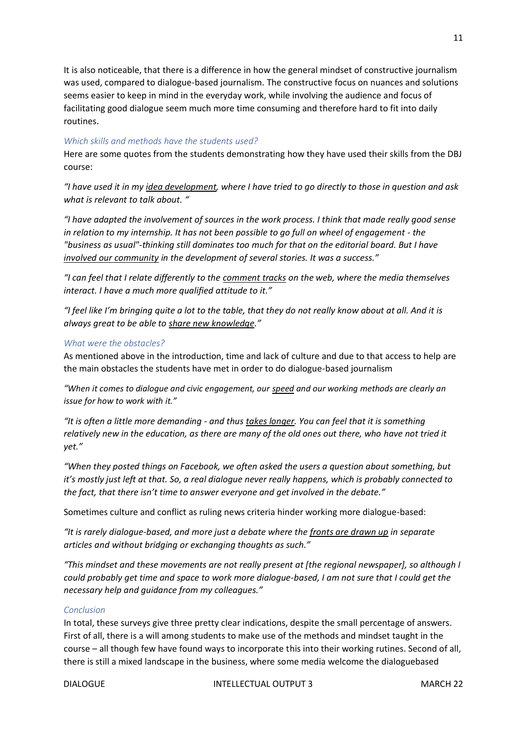It is also noticeable, that there is a difference in how the general mindset of constructive journalism was used, compared to dialogue-based journalism. The constructive focus on nuances and solutions seems easier to keep in mind in the everyday work, while involving the audience and focus of facilitating good dialogue seem much more time consuming and therefore hard to fit into daily routines.

### *Which skills and methods have the students used?*

Here are some quotes from the students demonstrating how they have used their skills from the DBJ course:

*"I have used it in my <u>idea development</u>, where I have tried to go directly to those in question and ask what is relevant to talk about. "*

*"I have adapted the involvement of sources in the work process. I think that made really good sense in relation to my internship. It has not been possible to go full on wheel of engagement - the "business as usual"-thinking still dominates too much for that on the editorial board. But I have <u>involved our community</u> in the development of several stories. It was a success."*

*"I can feel that I relate differently to the <u>comment tracks</u> on the web, where the media themselves interact. I have a much more qualified attitude to it."*

*"I feel like I'm bringing quite a lot to the table, that they do not really know about at all. And it is always great to be able to <u>share new knowledge</u>."*

### *What were the obstacles?*

As mentioned above in the introduction, time and lack of culture and due to that access to help are the main obstacles the students have met in order to do dialogue-based journalism

*"When it comes to dialogue and civic engagement, our <u>speed</u> and our working methods are clearly an issue for how to work with it."*

*"It is often a little more demanding - and thus <u>takes longer</u>. You can feel that it is something relatively new in the education, as there are many of the old ones out there, who have not tried it yet."*

*"When they posted things on Facebook, we often asked the users a question about something, but it's mostly just left at that. So, a real dialogue never really happens, which is probably connected to the fact, that there isn't time to answer everyone and get involved in the debate."*

Sometimes culture and conflict as ruling news criteria hinder working more dialogue-based:

*"It is rarely dialogue-based, and more just a debate where the <u>fronts are drawn up</u> in separate articles and without bridging or exchanging thoughts as such."*

*"This mindset and these movements are not really present at [the regional newspaper], so although I could probably get time and space to work more dialogue-based, I am not sure that I could get the necessary help and guidance from my colleagues."*

### *Conclusion*

In total, these surveys give three pretty clear indications, despite the small percentage of answers. First of all, there is a will among students to make use of the methods and mindset taught in the course – all though few have found ways to incorporate this into their working rutines. Second of all, there is still a mixed landscape in the business, where some media welcome the dialoguebased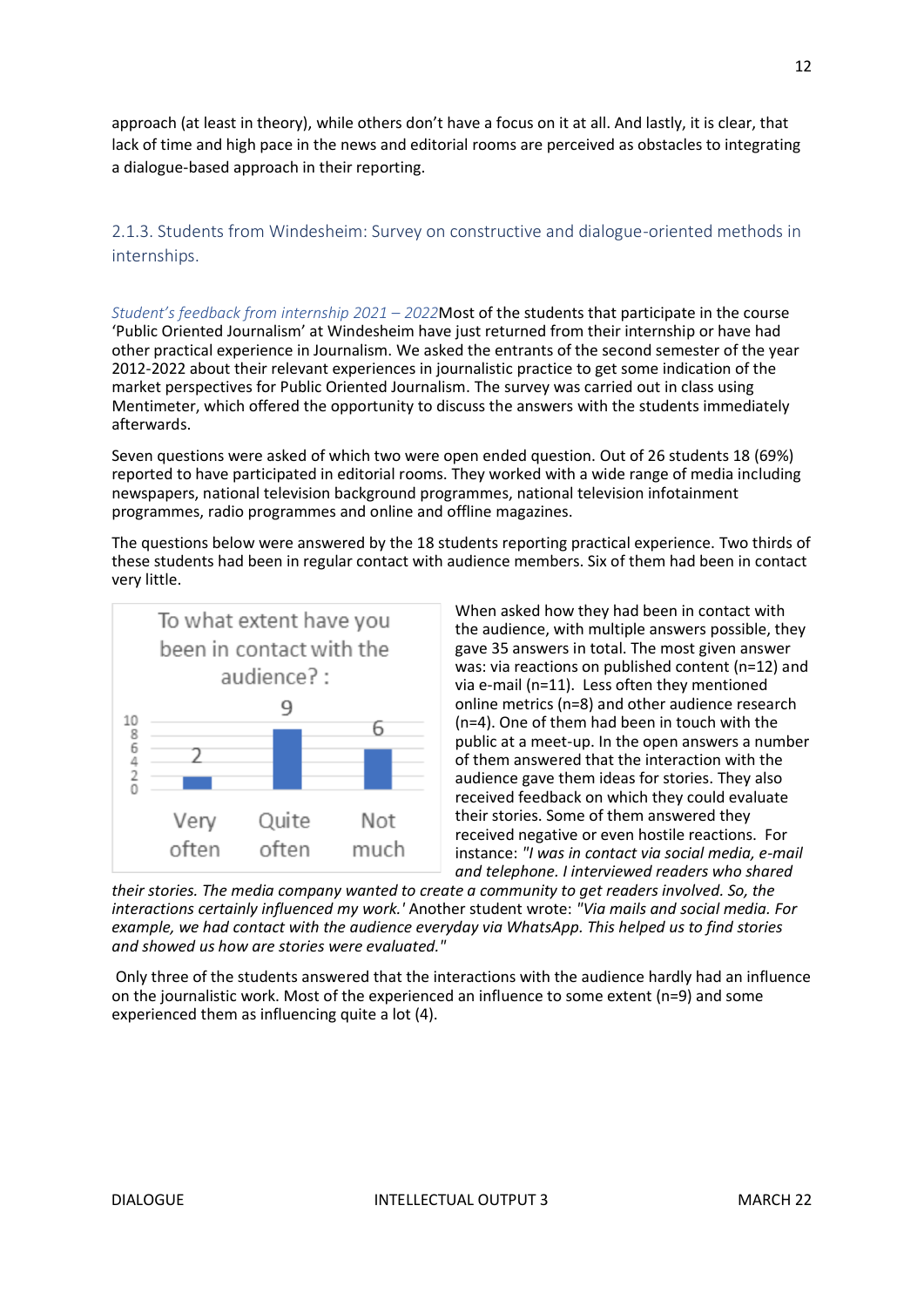approach (at least in theory), while others don't have a focus on it at all. And lastly, it is clear, that lack of time and high pace in the news and editorial rooms are perceived as obstacles to integrating a dialogue-based approach in their reporting.

### 2.1.3. Students from Windesheim: Survey on constructive and dialogue-oriented methods in internships.

*Student's feedback from internship 2021 – 2022*Most of the students that participate in the course 'Public Oriented Journalism' at Windesheim have just returned from their internship or have had other practical experience in Journalism. We asked the entrants of the second semester of the year 2012-2022 about their relevant experiences in journalistic practice to get some indication of the market perspectives for Public Oriented Journalism. The survey was carried out in class using Mentimeter, which offered the opportunity to discuss the answers with the students immediately afterwards.

Seven questions were asked of which two were open ended question. Out of 26 students 18 (69%) reported to have participated in editorial rooms. They worked with a wide range of media including newspapers, national television background programmes, national television infotainment programmes, radio programmes and online and offline magazines.

The questions below were answered by the 18 students reporting practical experience. Two thirds of these students had been in regular contact with audience members. Six of them had been in contact very little.

To what extent have you been in contact with the audience? :

| Very often | Quite often | Not much |
|---|---|---|
| 2 | 9 | 6 |

When asked how they had been in contact with the audience, with multiple answers possible, they gave 35 answers in total. The most given answer was: via reactions on published content (n=12) and via e-mail (n=11). Less often they mentioned online metrics (n=8) and other audience research (n=4). One of them had been in touch with the public at a meet-up. In the open answers a number of them answered that the interaction with the audience gave them ideas for stories. They also received feedback on which they could evaluate their stories. Some of them answered they received negative or even hostile reactions. For instance: *"I was in contact via social media, e-mail and telephone. I interviewed readers who shared their stories. The media company wanted to create a community to get readers involved. So, the interactions certainly influenced my work.'* Another student wrote: *"Via mails and social media. For example, we had contact with the audience everyday via WhatsApp. This helped us to find stories and showed us how are stories were evaluated."*

Only three of the students answered that the interactions with the audience hardly had an influence on the journalistic work. Most of the experienced an influence to some extent (n=9) and some experienced them as influencing quite a lot (4).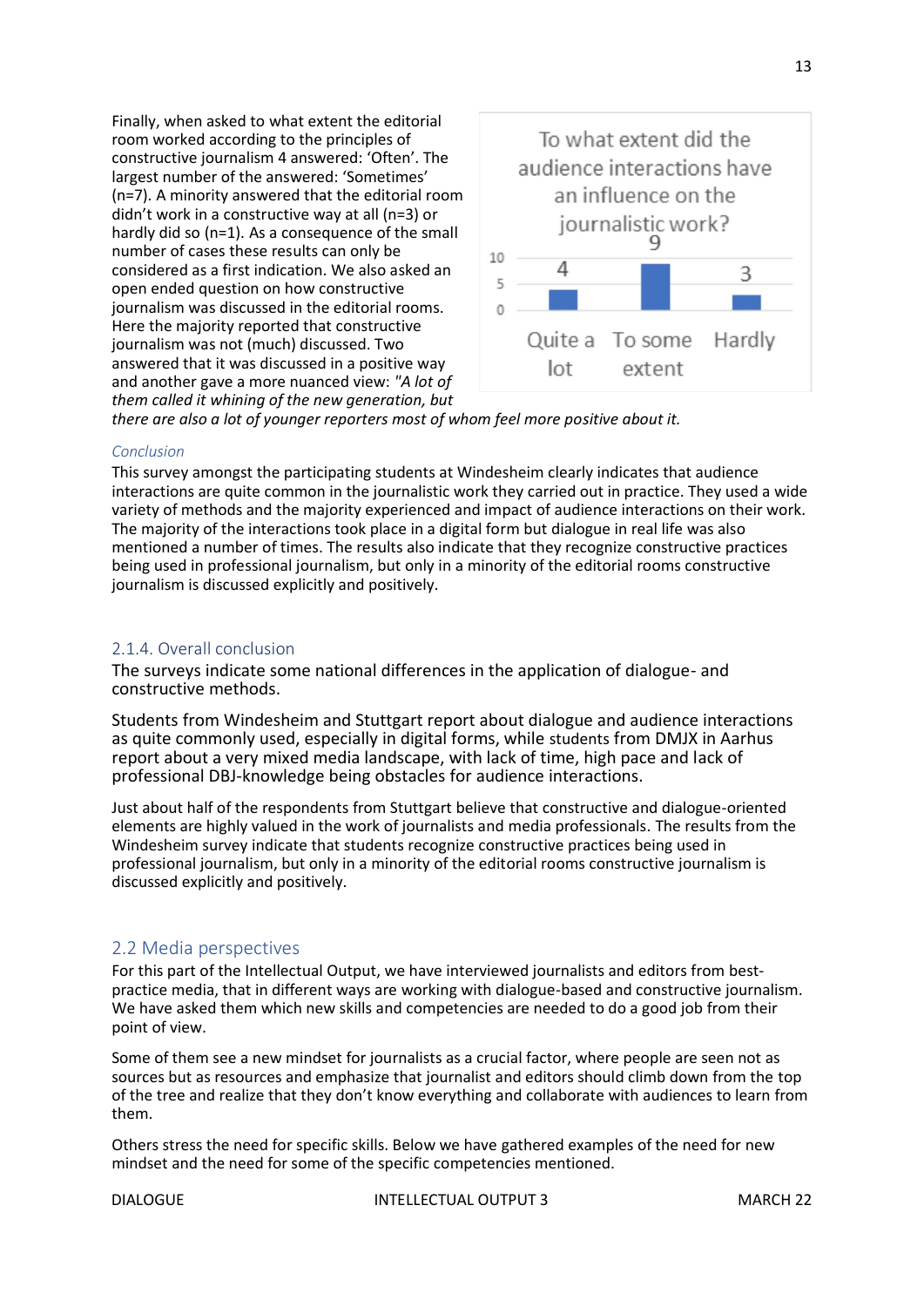Finally, when asked to what extent the editorial room worked according to the principles of constructive journalism 4 answered: 'Often'. The largest number of the answered: 'Sometimes' (n=7). A minority answered that the editorial room didn't work in a constructive way at all (n=3) or hardly did so (n=1). As a consequence of the small number of cases these results can only be considered as a first indication. We also asked an open ended question on how constructive journalism was discussed in the editorial rooms. Here the majority reported that constructive journalism was not (much) discussed. Two answered that it was discussed in a positive way and another gave a more nuanced view: *"A lot of them called it whining of the new generation, but there are also a lot of younger reporters most of whom feel more positive about it.*

To what extent did the audience interactions have an influence on the journalistic work?

| Quite a lot | To some extent | Hardly |
|---|---|---|
| 4 | 9 | 3 |

*Conclusion*

This survey amongst the participating students at Windesheim clearly indicates that audience interactions are quite common in the journalistic work they carried out in practice. They used a wide variety of methods and the majority experienced and impact of audience interactions on their work. The majority of the interactions took place in a digital form but dialogue in real life was also mentioned a number of times. The results also indicate that they recognize constructive practices being used in professional journalism, but only in a minority of the editorial rooms constructive journalism is discussed explicitly and positively.

### 2.1.4. Overall conclusion

The surveys indicate some national differences in the application of dialogue- and constructive methods.

Students from Windesheim and Stuttgart report about dialogue and audience interactions as quite commonly used, especially in digital forms, while students from DMJX in Aarhus report about a very mixed media landscape, with lack of time, high pace and lack of professional DBJ-knowledge being obstacles for audience interactions.

Just about half of the respondents from Stuttgart believe that constructive and dialogue-oriented elements are highly valued in the work of journalists and media professionals. The results from the Windesheim survey indicate that students recognize constructive practices being used in professional journalism, but only in a minority of the editorial rooms constructive journalism is discussed explicitly and positively.

## 2.2 Media perspectives

For this part of the Intellectual Output, we have interviewed journalists and editors from best-practice media, that in different ways are working with dialogue-based and constructive journalism. We have asked them which new skills and competencies are needed to do a good job from their point of view.

Some of them see a new mindset for journalists as a crucial factor, where people are seen not as sources but as resources and emphasize that journalist and editors should climb down from the top of the tree and realize that they don't know everything and collaborate with audiences to learn from them.

Others stress the need for specific skills. Below we have gathered examples of the need for new mindset and the need for some of the specific competencies mentioned.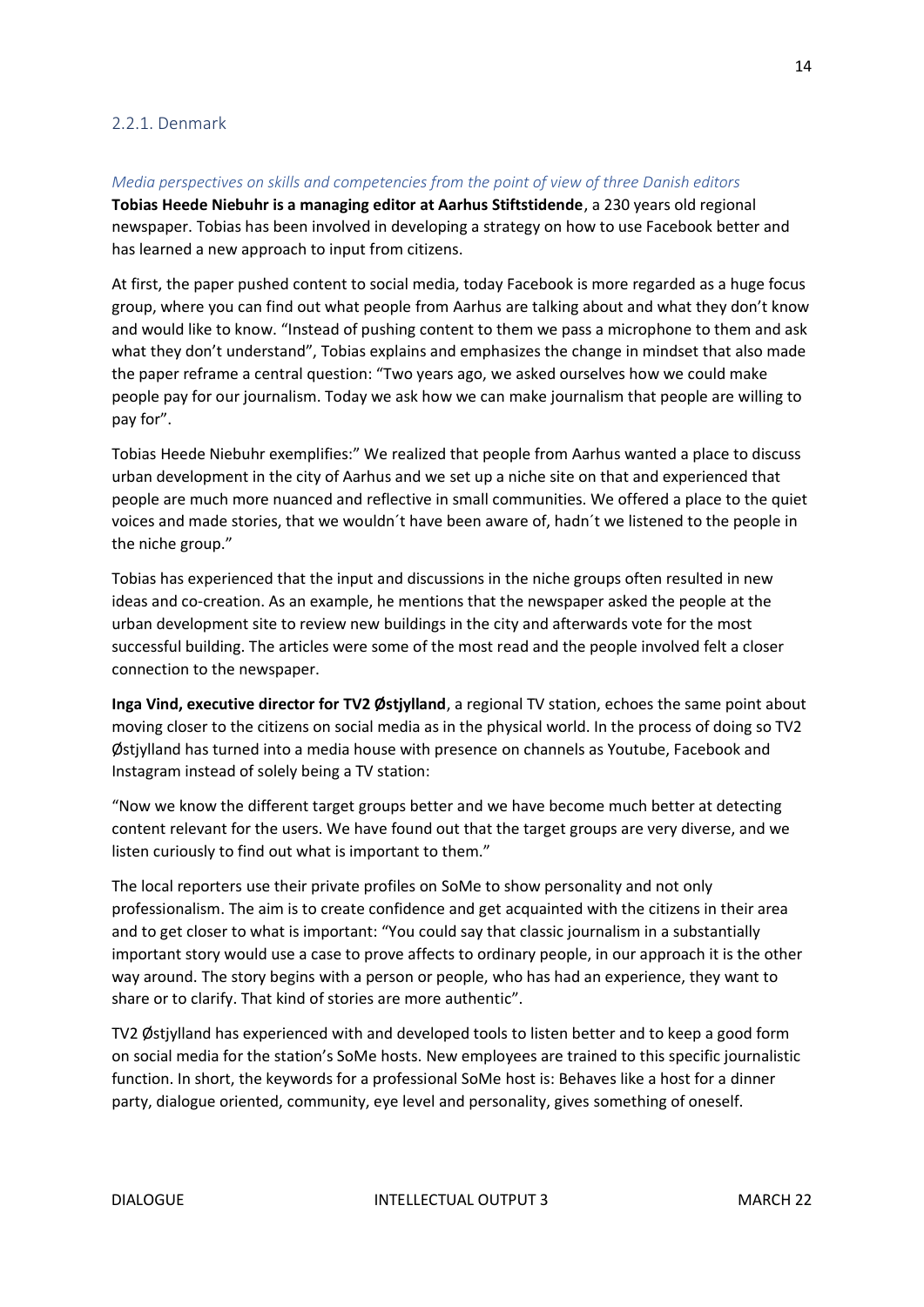### 2.2.1. Denmark

*Media perspectives on skills and competencies from the point of view of three Danish editors*

**Tobias Heede Niebuhr is a managing editor at Aarhus Stiftstidende**, a 230 years old regional newspaper. Tobias has been involved in developing a strategy on how to use Facebook better and has learned a new approach to input from citizens.

At first, the paper pushed content to social media, today Facebook is more regarded as a huge focus group, where you can find out what people from Aarhus are talking about and what they don't know and would like to know. "Instead of pushing content to them we pass a microphone to them and ask what they don't understand", Tobias explains and emphasizes the change in mindset that also made the paper reframe a central question: "Two years ago, we asked ourselves how we could make people pay for our journalism. Today we ask how we can make journalism that people are willing to pay for".

Tobias Heede Niebuhr exemplifies:" We realized that people from Aarhus wanted a place to discuss urban development in the city of Aarhus and we set up a niche site on that and experienced that people are much more nuanced and reflective in small communities. We offered a place to the quiet voices and made stories, that we wouldn´t have been aware of, hadn´t we listened to the people in the niche group."

Tobias has experienced that the input and discussions in the niche groups often resulted in new ideas and co-creation. As an example, he mentions that the newspaper asked the people at the urban development site to review new buildings in the city and afterwards vote for the most successful building. The articles were some of the most read and the people involved felt a closer connection to the newspaper.

**Inga Vind, executive director for TV2 Østjylland**, a regional TV station, echoes the same point about moving closer to the citizens on social media as in the physical world. In the process of doing so TV2 Østjylland has turned into a media house with presence on channels as Youtube, Facebook and Instagram instead of solely being a TV station:

"Now we know the different target groups better and we have become much better at detecting content relevant for the users. We have found out that the target groups are very diverse, and we listen curiously to find out what is important to them."

The local reporters use their private profiles on SoMe to show personality and not only professionalism. The aim is to create confidence and get acquainted with the citizens in their area and to get closer to what is important: "You could say that classic journalism in a substantially important story would use a case to prove affects to ordinary people, in our approach it is the other way around. The story begins with a person or people, who has had an experience, they want to share or to clarify. That kind of stories are more authentic".

TV2 Østjylland has experienced with and developed tools to listen better and to keep a good form on social media for the station's SoMe hosts. New employees are trained to this specific journalistic function. In short, the keywords for a professional SoMe host is: Behaves like a host for a dinner party, dialogue oriented, community, eye level and personality, gives something of oneself.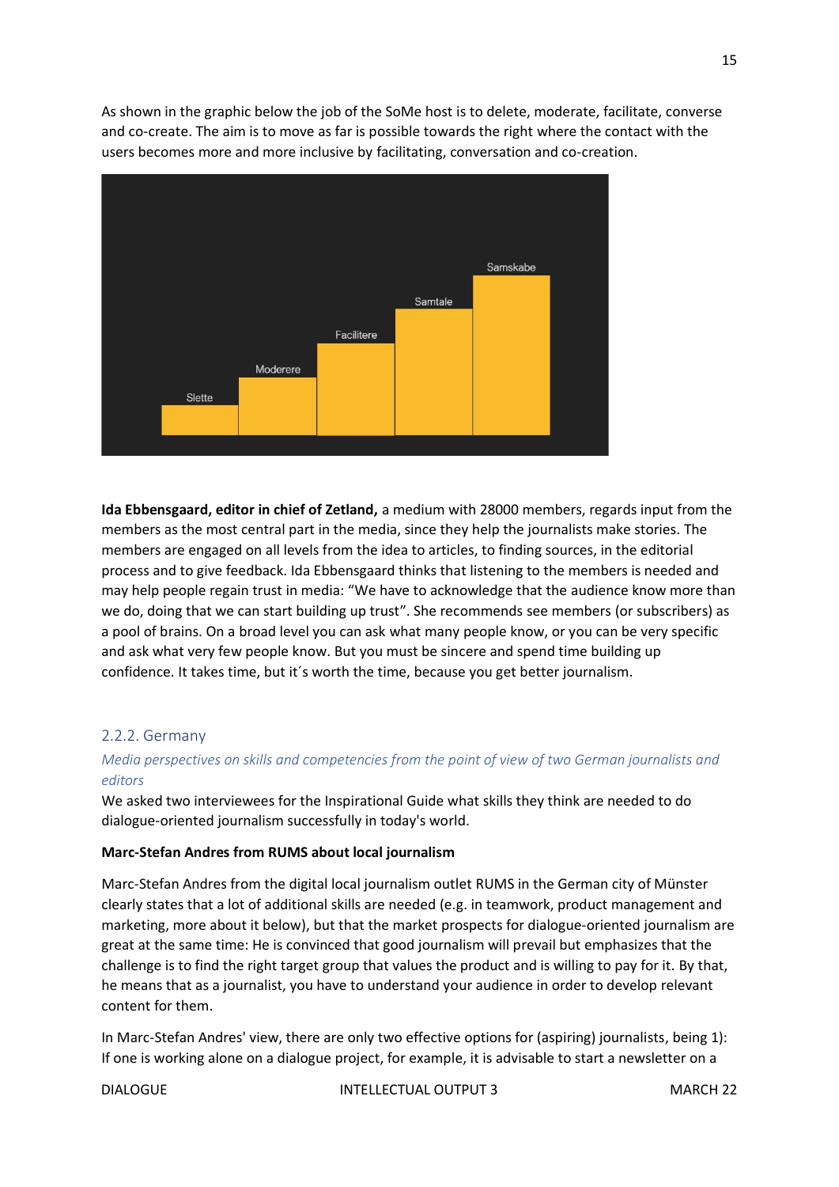As shown in the graphic below the job of the SoMe host is to delete, moderate, facilitate, converse and co-create. The aim is to move as far is possible towards the right where the contact with the users becomes more and more inclusive by facilitating, conversation and co-creation.

Slette | Moderere | Facilitere | Samtale | Samskabe

**Ida Ebbensgaard, editor in chief of Zetland,** a medium with 28000 members, regards input from the members as the most central part in the media, since they help the journalists make stories. The members are engaged on all levels from the idea to articles, to finding sources, in the editorial process and to give feedback. Ida Ebbensgaard thinks that listening to the members is needed and may help people regain trust in media: "We have to acknowledge that the audience know more than we do, doing that we can start building up trust". She recommends see members (or subscribers) as a pool of brains. On a broad level you can ask what many people know, or you can be very specific and ask what very few people know. But you must be sincere and spend time building up confidence. It takes time, but it´s worth the time, because you get better journalism.

### 2.2.2. Germany

*Media perspectives on skills and competencies from the point of view of two German journalists and editors*

We asked two interviewees for the Inspirational Guide what skills they think are needed to do dialogue-oriented journalism successfully in today's world.

**Marc-Stefan Andres from RUMS about local journalism**

Marc-Stefan Andres from the digital local journalism outlet RUMS in the German city of Münster clearly states that a lot of additional skills are needed (e.g. in teamwork, product management and marketing, more about it below), but that the market prospects for dialogue-oriented journalism are great at the same time: He is convinced that good journalism will prevail but emphasizes that the challenge is to find the right target group that values the product and is willing to pay for it. By that, he means that as a journalist, you have to understand your audience in order to develop relevant content for them.

In Marc-Stefan Andres' view, there are only two effective options for (aspiring) journalists, being 1): If one is working alone on a dialogue project, for example, it is advisable to start a newsletter on a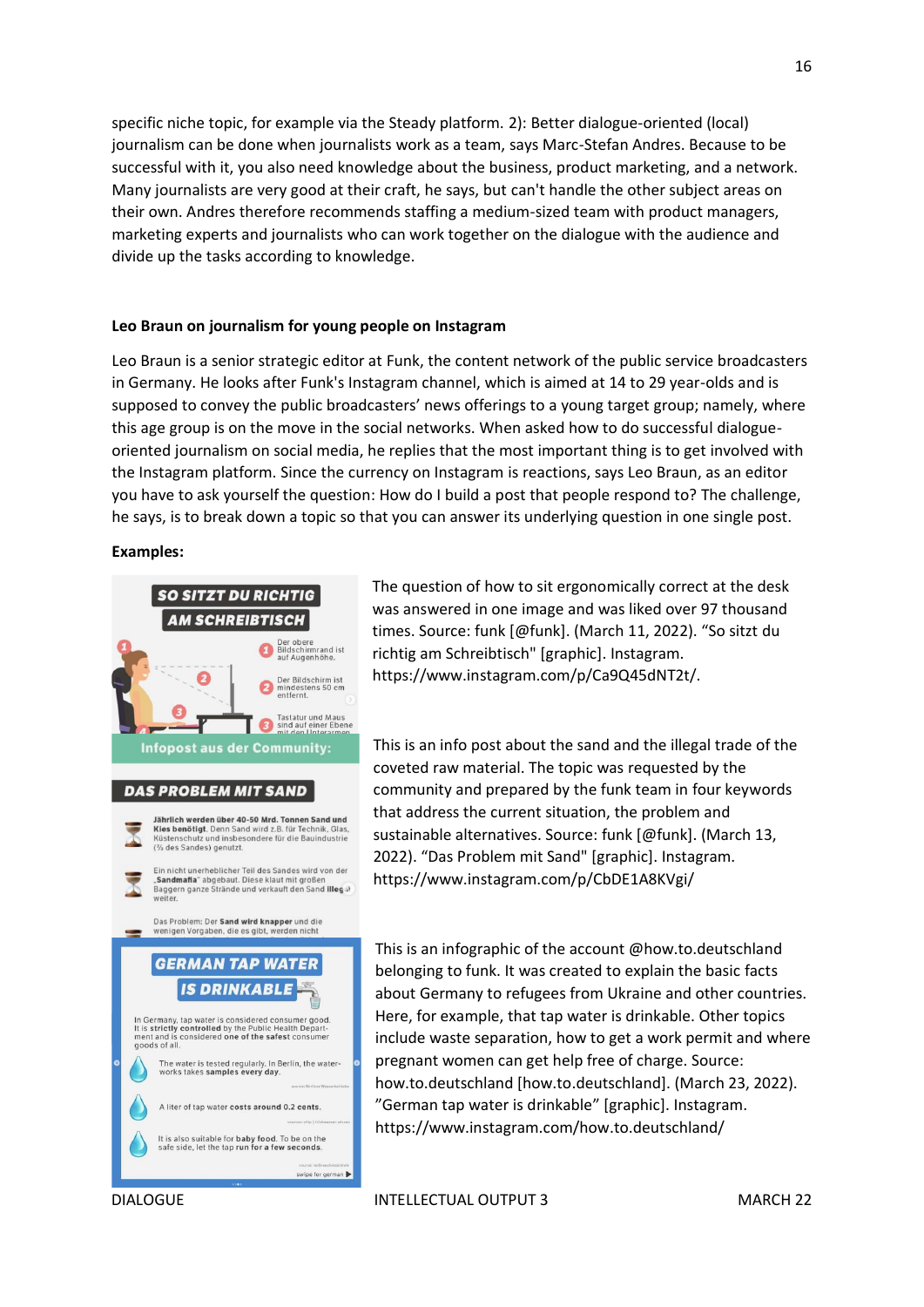specific niche topic, for example via the Steady platform. 2): Better dialogue-oriented (local) journalism can be done when journalists work as a team, says Marc-Stefan Andres. Because to be successful with it, you also need knowledge about the business, product marketing, and a network. Many journalists are very good at their craft, he says, but can't handle the other subject areas on their own. Andres therefore recommends staffing a medium-sized team with product managers, marketing experts and journalists who can work together on the dialogue with the audience and divide up the tasks according to knowledge.

### Leo Braun on journalism for young people on Instagram

Leo Braun is a senior strategic editor at Funk, the content network of the public service broadcasters in Germany. He looks after Funk's Instagram channel, which is aimed at 14 to 29 year-olds and is supposed to convey the public broadcasters' news offerings to a young target group; namely, where this age group is on the move in the social networks. When asked how to do successful dialogue-oriented journalism on social media, he replies that the most important thing is to get involved with the Instagram platform. Since the currency on Instagram is reactions, says Leo Braun, as an editor you have to ask yourself the question: How do I build a post that people respond to? The challenge, he says, is to break down a topic so that you can answer its underlying question in one single post.

**Examples:**

The question of how to sit ergonomically correct at the desk was answered in one image and was liked over 97 thousand times. Source: funk [@funk]. (March 11, 2022). "So sitzt du richtig am Schreibtisch" [graphic]. Instagram. https://www.instagram.com/p/Ca9Q45dNT2t/.

This is an info post about the sand and the illegal trade of the coveted raw material. The topic was requested by the community and prepared by the funk team in four keywords that address the current situation, the problem and sustainable alternatives. Source: funk [@funk]. (March 13, 2022). "Das Problem mit Sand" [graphic]. Instagram. https://www.instagram.com/p/CbDE1A8KVgi/

This is an infographic of the account @how.to.deutschland belonging to funk. It was created to explain the basic facts about Germany to refugees from Ukraine and other countries. Here, for example, that tap water is drinkable. Other topics include waste separation, how to get a work permit and where pregnant women can get help free of charge. Source: how.to.deutschland [how.to.deutschland]. (March 23, 2022). "German tap water is drinkable" [graphic]. Instagram. https://www.instagram.com/how.to.deutschland/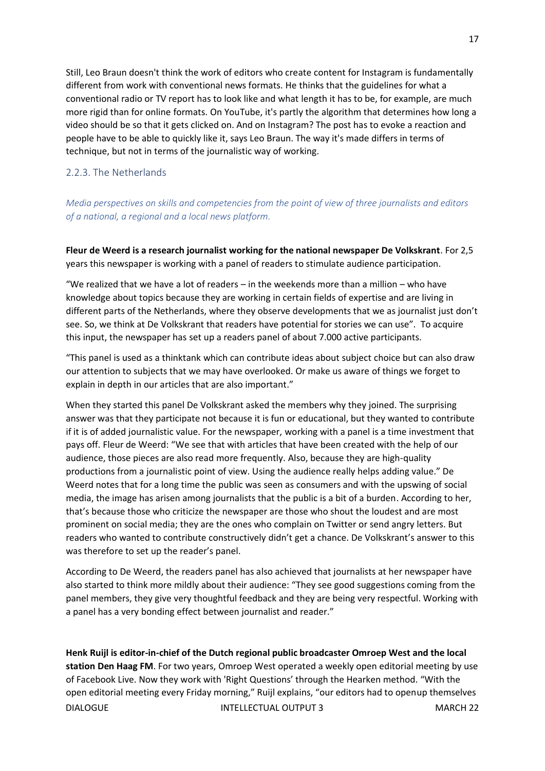Still, Leo Braun doesn't think the work of editors who create content for Instagram is fundamentally different from work with conventional news formats. He thinks that the guidelines for what a conventional radio or TV report has to look like and what length it has to be, for example, are much more rigid than for online formats. On YouTube, it's partly the algorithm that determines how long a video should be so that it gets clicked on. And on Instagram? The post has to evoke a reaction and people have to be able to quickly like it, says Leo Braun. The way it's made differs in terms of technique, but not in terms of the journalistic way of working.

### 2.2.3. The Netherlands

*Media perspectives on skills and competencies from the point of view of three journalists and editors of a national, a regional and a local news platform.*

**Fleur de Weerd is a research journalist working for the national newspaper De Volkskrant**. For 2,5 years this newspaper is working with a panel of readers to stimulate audience participation.

"We realized that we have a lot of readers – in the weekends more than a million – who have knowledge about topics because they are working in certain fields of expertise and are living in different parts of the Netherlands, where they observe developments that we as journalist just don't see. So, we think at De Volkskrant that readers have potential for stories we can use". To acquire this input, the newspaper has set up a readers panel of about 7.000 active participants.

"This panel is used as a thinktank which can contribute ideas about subject choice but can also draw our attention to subjects that we may have overlooked. Or make us aware of things we forget to explain in depth in our articles that are also important."

When they started this panel De Volkskrant asked the members why they joined. The surprising answer was that they participate not because it is fun or educational, but they wanted to contribute if it is of added journalistic value. For the newspaper, working with a panel is a time investment that pays off. Fleur de Weerd: "We see that with articles that have been created with the help of our audience, those pieces are also read more frequently. Also, because they are high-quality productions from a journalistic point of view. Using the audience really helps adding value." De Weerd notes that for a long time the public was seen as consumers and with the upswing of social media, the image has arisen among journalists that the public is a bit of a burden. According to her, that's because those who criticize the newspaper are those who shout the loudest and are most prominent on social media; they are the ones who complain on Twitter or send angry letters. But readers who wanted to contribute constructively didn't get a chance. De Volkskrant's answer to this was therefore to set up the reader's panel.

According to De Weerd, the readers panel has also achieved that journalists at her newspaper have also started to think more mildly about their audience: "They see good suggestions coming from the panel members, they give very thoughtful feedback and they are being very respectful. Working with a panel has a very bonding effect between journalist and reader."

**Henk Ruijl is editor-in-chief of the Dutch regional public broadcaster Omroep West and the local station Den Haag FM**. For two years, Omroep West operated a weekly open editorial meeting by use of Facebook Live. Now they work with 'Right Questions' through the Hearken method. "With the open editorial meeting every Friday morning," Ruijl explains, "our editors had to openup themselves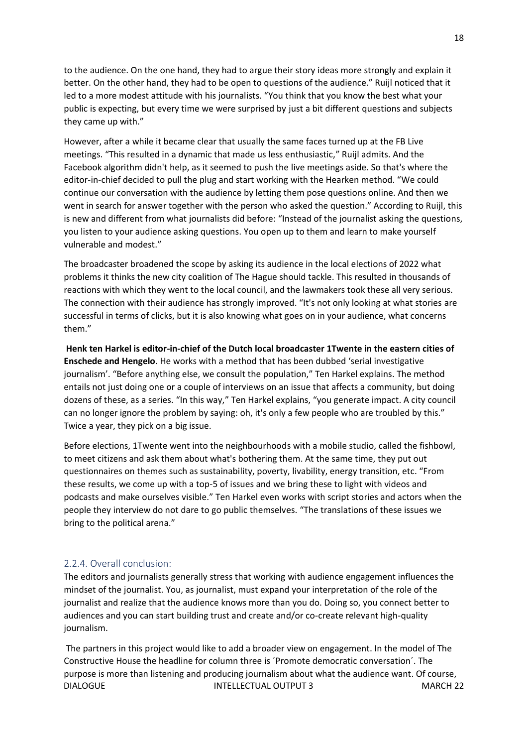to the audience. On the one hand, they had to argue their story ideas more strongly and explain it better. On the other hand, they had to be open to questions of the audience." Ruijl noticed that it led to a more modest attitude with his journalists. "You think that you know the best what your public is expecting, but every time we were surprised by just a bit different questions and subjects they came up with."

However, after a while it became clear that usually the same faces turned up at the FB Live meetings. "This resulted in a dynamic that made us less enthusiastic," Ruijl admits. And the Facebook algorithm didn't help, as it seemed to push the live meetings aside. So that's where the editor-in-chief decided to pull the plug and start working with the Hearken method. "We could continue our conversation with the audience by letting them pose questions online. And then we went in search for answer together with the person who asked the question." According to Ruijl, this is new and different from what journalists did before: "Instead of the journalist asking the questions, you listen to your audience asking questions. You open up to them and learn to make yourself vulnerable and modest."

The broadcaster broadened the scope by asking its audience in the local elections of 2022 what problems it thinks the new city coalition of The Hague should tackle. This resulted in thousands of reactions with which they went to the local council, and the lawmakers took these all very serious. The connection with their audience has strongly improved. "It's not only looking at what stories are successful in terms of clicks, but it is also knowing what goes on in your audience, what concerns them."

**Henk ten Harkel is editor-in-chief of the Dutch local broadcaster 1Twente in the eastern cities of Enschede and Hengelo**. He works with a method that has been dubbed 'serial investigative journalism'. "Before anything else, we consult the population," Ten Harkel explains. The method entails not just doing one or a couple of interviews on an issue that affects a community, but doing dozens of these, as a series. "In this way," Ten Harkel explains, "you generate impact. A city council can no longer ignore the problem by saying: oh, it's only a few people who are troubled by this." Twice a year, they pick on a big issue.

Before elections, 1Twente went into the neighbourhoods with a mobile studio, called the fishbowl, to meet citizens and ask them about what's bothering them. At the same time, they put out questionnaires on themes such as sustainability, poverty, livability, energy transition, etc. "From these results, we come up with a top-5 of issues and we bring these to light with videos and podcasts and make ourselves visible." Ten Harkel even works with script stories and actors when the people they interview do not dare to go public themselves. "The translations of these issues we bring to the political arena."

### 2.2.4. Overall conclusion:

The editors and journalists generally stress that working with audience engagement influences the mindset of the journalist. You, as journalist, must expand your interpretation of the role of the journalist and realize that the audience knows more than you do. Doing so, you connect better to audiences and you can start building trust and create and/or co-create relevant high-quality journalism.

The partners in this project would like to add a broader view on engagement. In the model of The Constructive House the headline for column three is ´Promote democratic conversation´. The purpose is more than listening and producing journalism about what the audience want. Of course,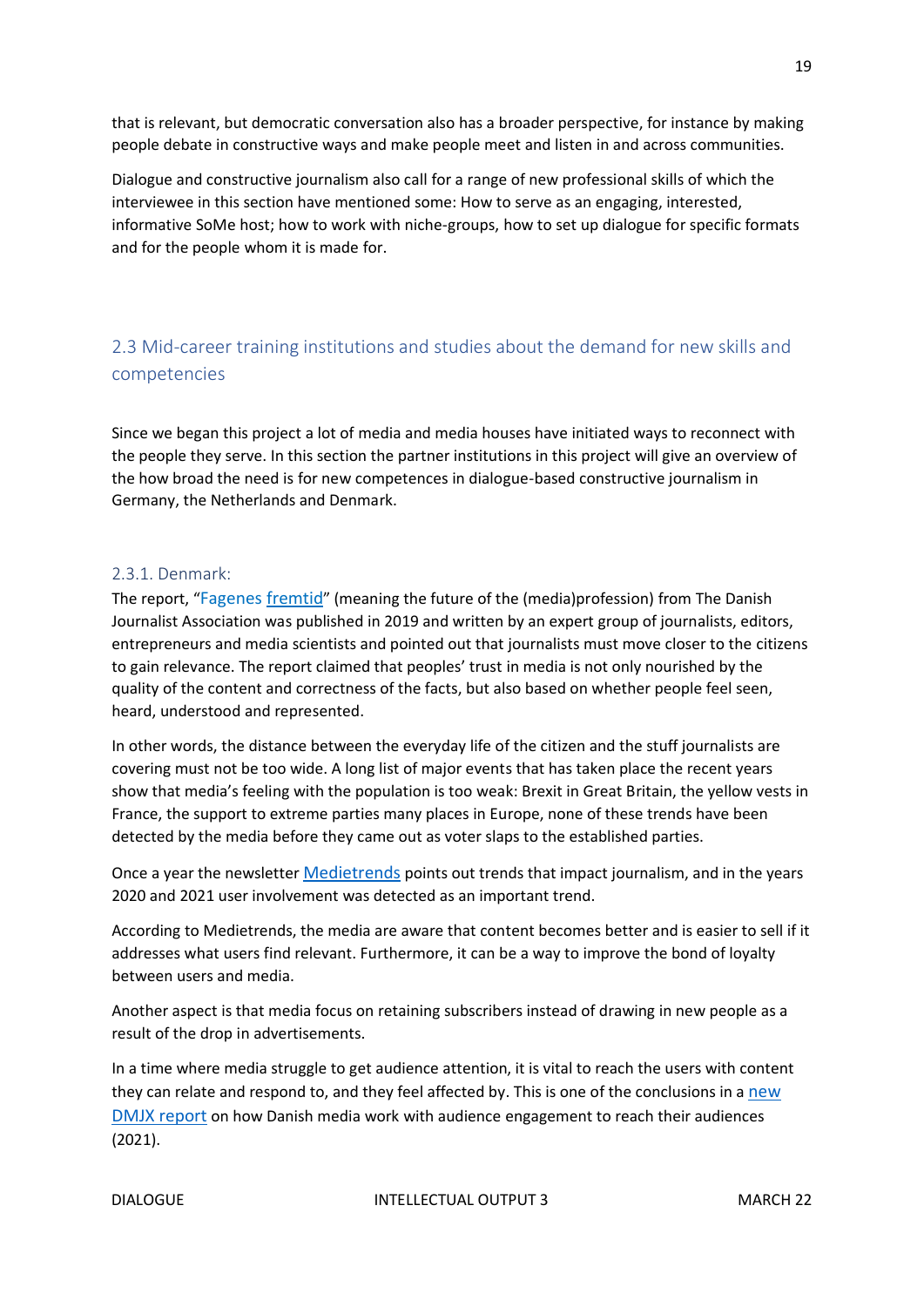that is relevant, but democratic conversation also has a broader perspective, for instance by making people debate in constructive ways and make people meet and listen in and across communities.

Dialogue and constructive journalism also call for a range of new professional skills of which the interviewee in this section have mentioned some: How to serve as an engaging, interested, informative SoMe host; how to work with niche-groups, how to set up dialogue for specific formats and for the people whom it is made for.

## 2.3 Mid-career training institutions and studies about the demand for new skills and competencies

Since we began this project a lot of media and media houses have initiated ways to reconnect with the people they serve. In this section the partner institutions in this project will give an overview of the how broad the need is for new competences in dialogue-based constructive journalism in Germany, the Netherlands and Denmark.

### 2.3.1. Denmark:

The report, "Fagenes fremtid" (meaning the future of the (media)profession) from The Danish Journalist Association was published in 2019 and written by an expert group of journalists, editors, entrepreneurs and media scientists and pointed out that journalists must move closer to the citizens to gain relevance. The report claimed that peoples' trust in media is not only nourished by the quality of the content and correctness of the facts, but also based on whether people feel seen, heard, understood and represented.

In other words, the distance between the everyday life of the citizen and the stuff journalists are covering must not be too wide. A long list of major events that has taken place the recent years show that media's feeling with the population is too weak: Brexit in Great Britain, the yellow vests in France, the support to extreme parties many places in Europe, none of these trends have been detected by the media before they came out as voter slaps to the established parties.

Once a year the newsletter Medietrends points out trends that impact journalism, and in the years 2020 and 2021 user involvement was detected as an important trend.

According to Medietrends, the media are aware that content becomes better and is easier to sell if it addresses what users find relevant. Furthermore, it can be a way to improve the bond of loyalty between users and media.

Another aspect is that media focus on retaining subscribers instead of drawing in new people as a result of the drop in advertisements.

In a time where media struggle to get audience attention, it is vital to reach the users with content they can relate and respond to, and they feel affected by. This is one of the conclusions in a new DMJX report on how Danish media work with audience engagement to reach their audiences (2021).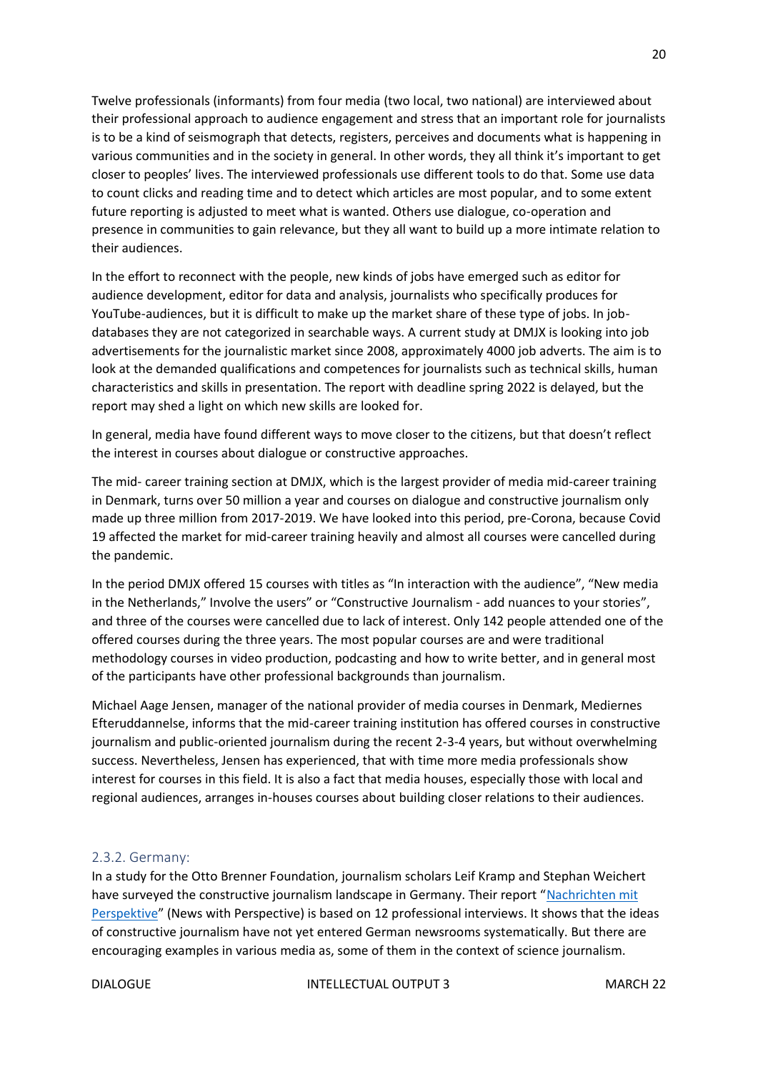Twelve professionals (informants) from four media (two local, two national) are interviewed about their professional approach to audience engagement and stress that an important role for journalists is to be a kind of seismograph that detects, registers, perceives and documents what is happening in various communities and in the society in general. In other words, they all think it's important to get closer to peoples' lives. The interviewed professionals use different tools to do that. Some use data to count clicks and reading time and to detect which articles are most popular, and to some extent future reporting is adjusted to meet what is wanted. Others use dialogue, co-operation and presence in communities to gain relevance, but they all want to build up a more intimate relation to their audiences.

In the effort to reconnect with the people, new kinds of jobs have emerged such as editor for audience development, editor for data and analysis, journalists who specifically produces for YouTube-audiences, but it is difficult to make up the market share of these type of jobs. In job-databases they are not categorized in searchable ways. A current study at DMJX is looking into job advertisements for the journalistic market since 2008, approximately 4000 job adverts. The aim is to look at the demanded qualifications and competences for journalists such as technical skills, human characteristics and skills in presentation. The report with deadline spring 2022 is delayed, but the report may shed a light on which new skills are looked for.

In general, media have found different ways to move closer to the citizens, but that doesn't reflect the interest in courses about dialogue or constructive approaches.

The mid- career training section at DMJX, which is the largest provider of media mid-career training in Denmark, turns over 50 million a year and courses on dialogue and constructive journalism only made up three million from 2017-2019. We have looked into this period, pre-Corona, because Covid 19 affected the market for mid-career training heavily and almost all courses were cancelled during the pandemic.

In the period DMJX offered 15 courses with titles as "In interaction with the audience", "New media in the Netherlands," Involve the users" or "Constructive Journalism - add nuances to your stories", and three of the courses were cancelled due to lack of interest. Only 142 people attended one of the offered courses during the three years. The most popular courses are and were traditional methodology courses in video production, podcasting and how to write better, and in general most of the participants have other professional backgrounds than journalism.

Michael Aage Jensen, manager of the national provider of media courses in Denmark, Mediernes Efteruddannelse, informs that the mid-career training institution has offered courses in constructive journalism and public-oriented journalism during the recent 2-3-4 years, but without overwhelming success. Nevertheless, Jensen has experienced, that with time more media professionals show interest for courses in this field. It is also a fact that media houses, especially those with local and regional audiences, arranges in-houses courses about building closer relations to their audiences.

### 2.3.2. Germany:

In a study for the Otto Brenner Foundation, journalism scholars Leif Kramp and Stephan Weichert have surveyed the constructive journalism landscape in Germany. Their report "Nachrichten mit Perspektive" (News with Perspective) is based on 12 professional interviews. It shows that the ideas of constructive journalism have not yet entered German newsrooms systematically. But there are encouraging examples in various media as, some of them in the context of science journalism.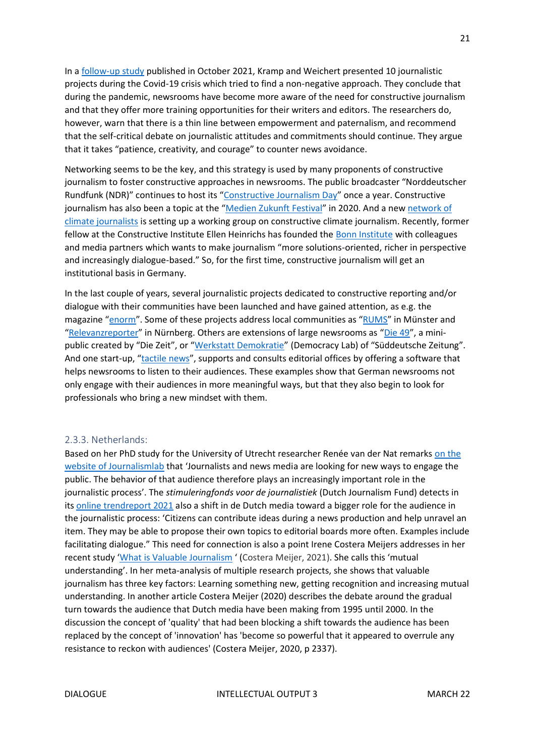In a follow-up study published in October 2021, Kramp and Weichert presented 10 journalistic projects during the Covid-19 crisis which tried to find a non-negative approach. They conclude that during the pandemic, newsrooms have become more aware of the need for constructive journalism and that they offer more training opportunities for their writers and editors. The researchers do, however, warn that there is a thin line between empowerment and paternalism, and recommend that the self-critical debate on journalistic attitudes and commitments should continue. They argue that it takes "patience, creativity, and courage" to counter news avoidance.

Networking seems to be the key, and this strategy is used by many proponents of constructive journalism to foster constructive approaches in newsrooms. The public broadcaster "Norddeutscher Rundfunk (NDR)" continues to host its "Constructive Journalism Day" once a year. Constructive journalism has also been a topic at the "Medien Zukunft Festival" in 2020. And a new network of climate journalists is setting up a working group on constructive climate journalism. Recently, former fellow at the Constructive Institute Ellen Heinrichs has founded the Bonn Institute with colleagues and media partners which wants to make journalism "more solutions-oriented, richer in perspective and increasingly dialogue-based." So, for the first time, constructive journalism will get an institutional basis in Germany.

In the last couple of years, several journalistic projects dedicated to constructive reporting and/or dialogue with their communities have been launched and have gained attention, as e.g. the magazine "enorm". Some of these projects address local communities as "RUMS" in Münster and "Relevanzreporter" in Nürnberg. Others are extensions of large newsrooms as "Die 49", a mini-public created by "Die Zeit", or "Werkstatt Demokratie" (Democracy Lab) of "Süddeutsche Zeitung". And one start-up, "tactile news", supports and consults editorial offices by offering a software that helps newsrooms to listen to their audiences. These examples show that German newsrooms not only engage with their audiences in more meaningful ways, but that they also begin to look for professionals who bring a new mindset with them.

### 2.3.3. Netherlands:

Based on her PhD study for the University of Utrecht researcher Renée van der Nat remarks on the website of Journalismlab that 'Journalists and news media are looking for new ways to engage the public. The behavior of that audience therefore plays an increasingly important role in the journalistic process'. The *stimuleringfonds voor de journalistiek* (Dutch Journalism Fund) detects in its online trendreport 2021 also a shift in de Dutch media toward a bigger role for the audience in the journalistic process: 'Citizens can contribute ideas during a news production and help unravel an item. They may be able to propose their own topics to editorial boards more often. Examples include facilitating dialogue." This need for connection is also a point Irene Costera Meijers addresses in her recent study 'What is Valuable Journalism ' (Costera Meijer, 2021). She calls this 'mutual understanding'. In her meta-analysis of multiple research projects, she shows that valuable journalism has three key factors: Learning something new, getting recognition and increasing mutual understanding. In another article Costera Meijer (2020) describes the debate around the gradual turn towards the audience that Dutch media have been making from 1995 until 2000. In the discussion the concept of 'quality' that had been blocking a shift towards the audience has been replaced by the concept of 'innovation' has 'become so powerful that it appeared to overrule any resistance to reckon with audiences' (Costera Meijer, 2020, p 2337).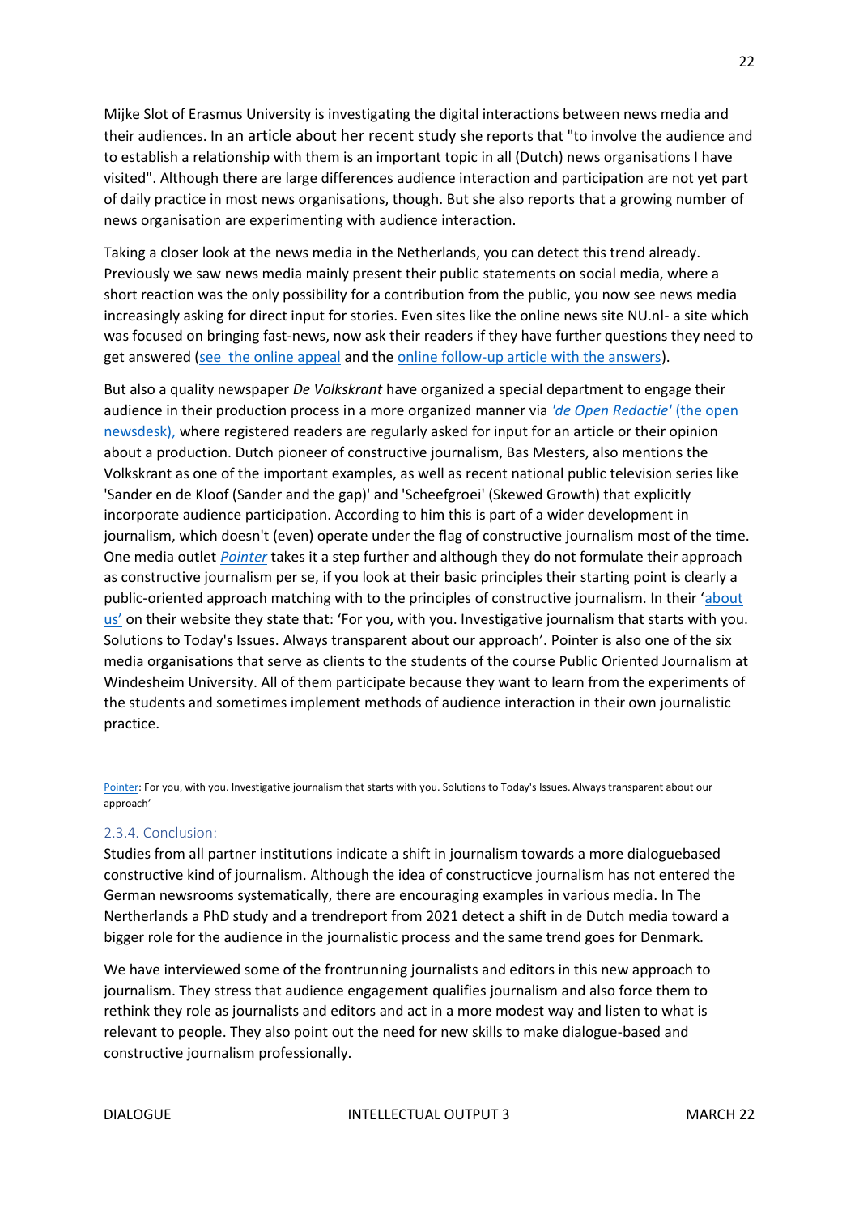Mijke Slot of Erasmus University is investigating the digital interactions between news media and their audiences. In an article about her recent study she reports that "to involve the audience and to establish a relationship with them is an important topic in all (Dutch) news organisations I have visited". Although there are large differences audience interaction and participation are not yet part of daily practice in most news organisations, though. But she also reports that a growing number of news organisation are experimenting with audience interaction.

Taking a closer look at the news media in the Netherlands, you can detect this trend already. Previously we saw news media mainly present their public statements on social media, where a short reaction was the only possibility for a contribution from the public, you now see news media increasingly asking for direct input for stories. Even sites like the online news site NU.nl- a site which was focused on bringing fast-news, now ask their readers if they have further questions they need to get answered ([see  the online appeal]() and the [online follow-up article with the answers]()).

But also a quality newspaper *De Volkskrant* have organized a special department to engage their audience in their production process in a more organized manner via [*'de Open Redactie'* (the open newsdesk),]() where registered readers are regularly asked for input for an article or their opinion about a production. Dutch pioneer of constructive journalism, Bas Mesters, also mentions the Volkskrant as one of the important examples, as well as recent national public television series like 'Sander en de Kloof (Sander and the gap)' and 'Scheefgroei' (Skewed Growth) that explicitly incorporate audience participation. According to him this is part of a wider development in journalism, which doesn't (even) operate under the flag of constructive journalism most of the time. One media outlet [*Pointer*]() takes it a step further and although they do not formulate their approach as constructive journalism per se, if you look at their basic principles their starting point is clearly a public-oriented approach matching with to the principles of constructive journalism. In their '[about us']() on their website they state that: 'For you, with you. Investigative journalism that starts with you. Solutions to Today's Issues. Always transparent about our approach'. Pointer is also one of the six media organisations that serve as clients to the students of the course Public Oriented Journalism at Windesheim University. All of them participate because they want to learn from the experiments of the students and sometimes implement methods of audience interaction in their own journalistic practice.

[Pointer](): For you, with you. Investigative journalism that starts with you. Solutions to Today's Issues. Always transparent about our approach'

### 2.3.4. Conclusion:

Studies from all partner institutions indicate a shift in journalism towards a more dialoguebased constructive kind of journalism. Although the idea of constructicve journalism has not entered the German newsrooms systematically, there are encouraging examples in various media. In The Northerlands a PhD study and a trendreport from 2021 detect a shift in de Dutch media toward a bigger role for the audience in the journalistic process and the same trend goes for Denmark.

We have interviewed some of the frontrunning journalists and editors in this new approach to journalism. They stress that audience engagement qualifies journalism and also force them to rethink they role as journalists and editors and act in a more modest way and listen to what is relevant to people. They also point out the need for new skills to make dialogue-based and constructive journalism professionally.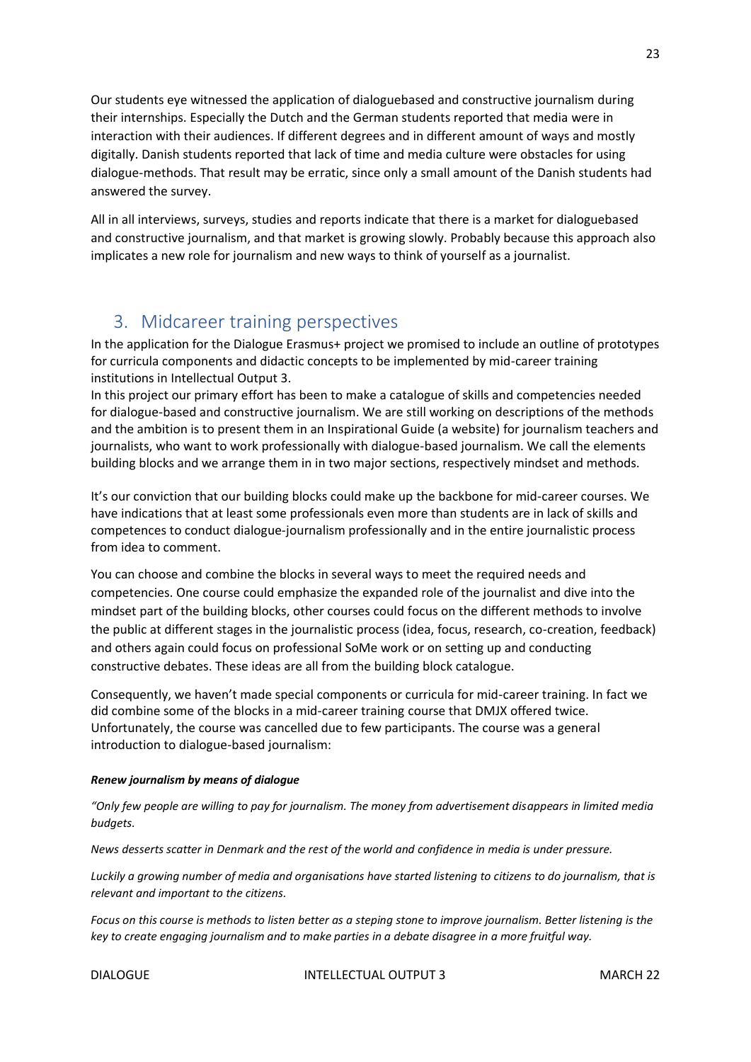Our students eye witnessed the application of dialoguebased and constructive journalism during their internships. Especially the Dutch and the German students reported that media were in interaction with their audiences. If different degrees and in different amount of ways and mostly digitally. Danish students reported that lack of time and media culture were obstacles for using dialogue-methods. That result may be erratic, since only a small amount of the Danish students had answered the survey.

All in all interviews, surveys, studies and reports indicate that there is a market for dialoguebased and constructive journalism, and that market is growing slowly. Probably because this approach also implicates a new role for journalism and new ways to think of yourself as a journalist.

## 3. Midcareer training perspectives

In the application for the Dialogue Erasmus+ project we promised to include an outline of prototypes for curricula components and didactic concepts to be implemented by mid-career training institutions in Intellectual Output 3.

In this project our primary effort has been to make a catalogue of skills and competencies needed for dialogue-based and constructive journalism. We are still working on descriptions of the methods and the ambition is to present them in an Inspirational Guide (a website) for journalism teachers and journalists, who want to work professionally with dialogue-based journalism. We call the elements building blocks and we arrange them in in two major sections, respectively mindset and methods.

It's our conviction that our building blocks could make up the backbone for mid-career courses. We have indications that at least some professionals even more than students are in lack of skills and competences to conduct dialogue-journalism professionally and in the entire journalistic process from idea to comment.

You can choose and combine the blocks in several ways to meet the required needs and competencies. One course could emphasize the expanded role of the journalist and dive into the mindset part of the building blocks, other courses could focus on the different methods to involve the public at different stages in the journalistic process (idea, focus, research, co-creation, feedback) and others again could focus on professional SoMe work or on setting up and conducting constructive debates. These ideas are all from the building block catalogue.

Consequently, we haven't made special components or curricula for mid-career training. In fact we did combine some of the blocks in a mid-career training course that DMJX offered twice. Unfortunately, the course was cancelled due to few participants. The course was a general introduction to dialogue-based journalism:

***Renew journalism by means of dialogue***

*"Only few people are willing to pay for journalism. The money from advertisement disappears in limited media budgets.*

*News desserts scatter in Denmark and the rest of the world and confidence in media is under pressure.*

*Luckily a growing number of media and organisations have started listening to citizens to do journalism, that is relevant and important to the citizens.*

*Focus on this course is methods to listen better as a steping stone to improve journalism. Better listening is the key to create engaging journalism and to make parties in a debate disagree in a more fruitful way.*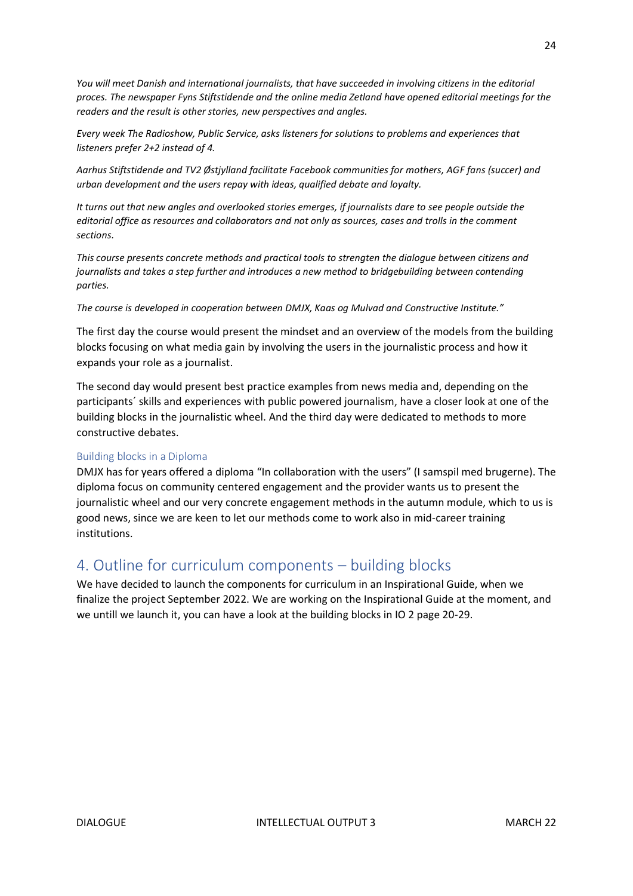*You will meet Danish and international journalists, that have succeeded in involving citizens in the editorial proces. The newspaper Fyns Stiftstidende and the online media Zetland have opened editorial meetings for the readers and the result is other stories, new perspectives and angles.*

*Every week The Radioshow, Public Service, asks listeners for solutions to problems and experiences that listeners prefer 2+2 instead of 4.*

*Aarhus Stiftstidende and TV2 Østjylland facilitate Facebook communities for mothers, AGF fans (succer) and urban development and the users repay with ideas, qualified debate and loyalty.*

*It turns out that new angles and overlooked stories emerges, if journalists dare to see people outside the editorial office as resources and collaborators and not only as sources, cases and trolls in the comment sections.*

*This course presents concrete methods and practical tools to strengten the dialogue between citizens and journalists and takes a step further and introduces a new method to bridgebuilding between contending parties.*

*The course is developed in cooperation between DMJX, Kaas og Mulvad and Constructive Institute."*

The first day the course would present the mindset and an overview of the models from the building blocks focusing on what media gain by involving the users in the journalistic process and how it expands your role as a journalist.

The second day would present best practice examples from news media and, depending on the participants´ skills and experiences with public powered journalism, have a closer look at one of the building blocks in the journalistic wheel. And the third day were dedicated to methods to more constructive debates.

### Building blocks in a Diploma

DMJX has for years offered a diploma "In collaboration with the users" (I samspil med brugerne). The diploma focus on community centered engagement and the provider wants us to present the journalistic wheel and our very concrete engagement methods in the autumn module, which to us is good news, since we are keen to let our methods come to work also in mid-career training institutions.

## 4. Outline for curriculum components – building blocks

We have decided to launch the components for curriculum in an Inspirational Guide, when we finalize the project September 2022. We are working on the Inspirational Guide at the moment, and we untill we launch it, you can have a look at the building blocks in IO 2 page 20-29.